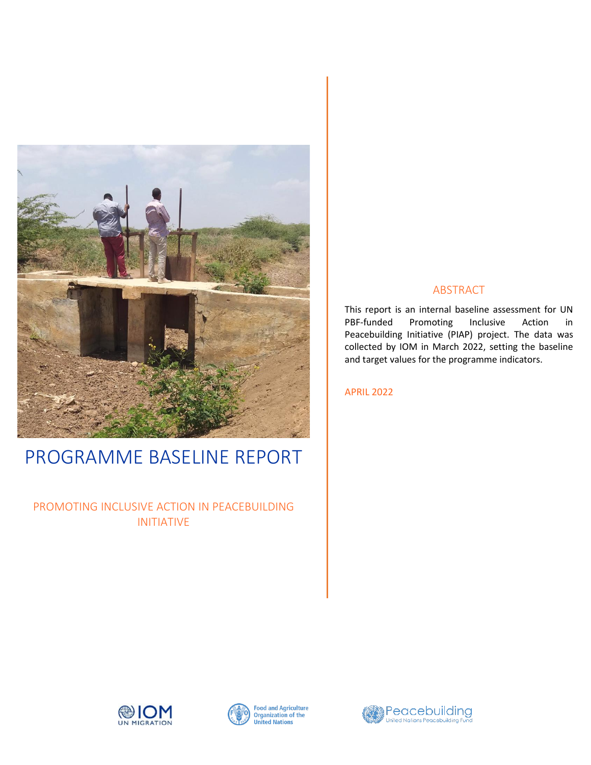# PROGRAMME BASELINE REPORT

## PROMOTING INCLUSIVE ACTION IN PEACEBUILDING INITIATIVE

### ABSTRACT

This report is an internal baseline assessment for UN PBF-funded Promoting Inclusive Action in Peacebuilding Initiative (PIAP) project. The data was collected by IOM in March 2022, setting the baseline and target values for the programme indicators.

APRIL 2022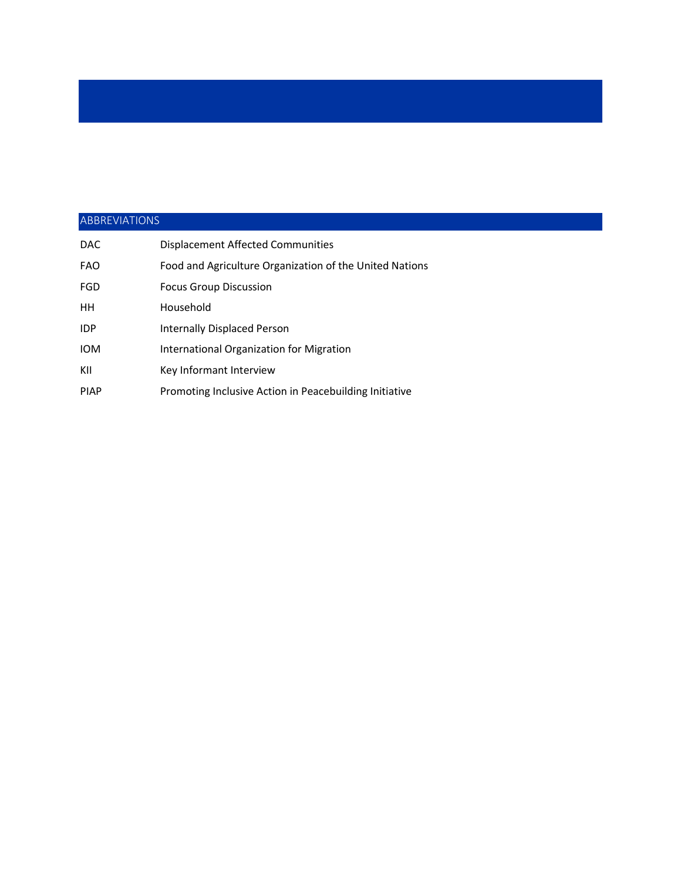## ABBREVIATIONS

| | |
|---|---|
| DAC | Displacement Affected Communities |
| FAO | Food and Agriculture Organization of the United Nations |
| FGD | Focus Group Discussion |
| HH | Household |
| IDP | Internally Displaced Person |
| IOM | International Organization for Migration |
| KII | Key Informant Interview |
| PIAP | Promoting Inclusive Action in Peacebuilding Initiative |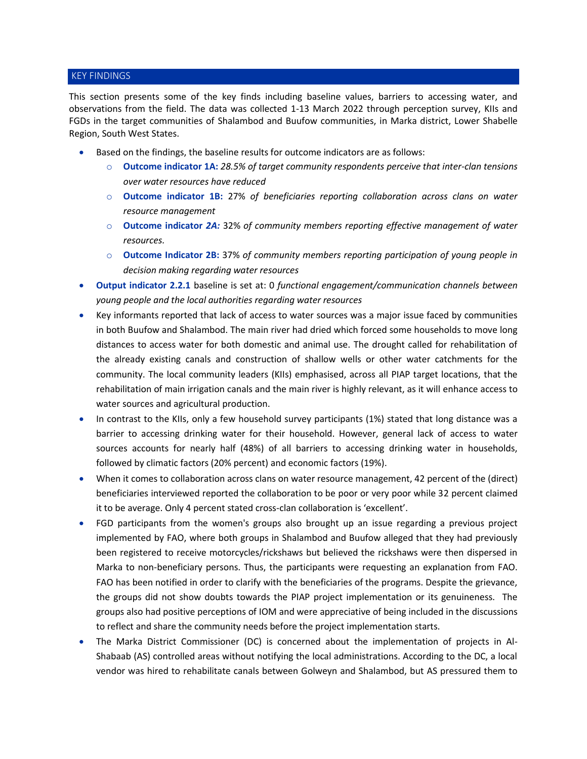## KEY FINDINGS

This section presents some of the key finds including baseline values, barriers to accessing water, and observations from the field. The data was collected 1-13 March 2022 through perception survey, KIIs and FGDs in the target communities of Shalambod and Buufow communities, in Marka district, Lower Shabelle Region, South West States.

- Based on the findings, the baseline results for outcome indicators are as follows:
  - **Outcome indicator 1A:** *28.5% of target community respondents perceive that inter-clan tensions over water resources have reduced*
  - **Outcome indicator 1B:** 27% *of beneficiaries reporting collaboration across clans on water resource management*
  - **Outcome indicator *2A:*** 32% *of community members reporting effective management of water resources.*
  - **Outcome Indicator 2B:** 37% *of community members reporting participation of young people in decision making regarding water resources*
- **Output indicator 2.2.1** baseline is set at: 0 *functional engagement/communication channels between young people and the local authorities regarding water resources*
- Key informants reported that lack of access to water sources was a major issue faced by communities in both Buufow and Shalambod. The main river had dried which forced some households to move long distances to access water for both domestic and animal use. The drought called for rehabilitation of the already existing canals and construction of shallow wells or other water catchments for the community. The local community leaders (KIIs) emphasised, across all PIAP target locations, that the rehabilitation of main irrigation canals and the main river is highly relevant, as it will enhance access to water sources and agricultural production.
- In contrast to the KIIs, only a few household survey participants (1%) stated that long distance was a barrier to accessing drinking water for their household. However, general lack of access to water sources accounts for nearly half (48%) of all barriers to accessing drinking water in households, followed by climatic factors (20% percent) and economic factors (19%).
- When it comes to collaboration across clans on water resource management, 42 percent of the (direct) beneficiaries interviewed reported the collaboration to be poor or very poor while 32 percent claimed it to be average. Only 4 percent stated cross-clan collaboration is 'excellent'.
- FGD participants from the women's groups also brought up an issue regarding a previous project implemented by FAO, where both groups in Shalambod and Buufow alleged that they had previously been registered to receive motorcycles/rickshaws but believed the rickshaws were then dispersed in Marka to non-beneficiary persons. Thus, the participants were requesting an explanation from FAO. FAO has been notified in order to clarify with the beneficiaries of the programs. Despite the grievance, the groups did not show doubts towards the PIAP project implementation or its genuineness. The groups also had positive perceptions of IOM and were appreciative of being included in the discussions to reflect and share the community needs before the project implementation starts.
- The Marka District Commissioner (DC) is concerned about the implementation of projects in Al-Shabaab (AS) controlled areas without notifying the local administrations. According to the DC, a local vendor was hired to rehabilitate canals between Golweyn and Shalambod, but AS pressured them to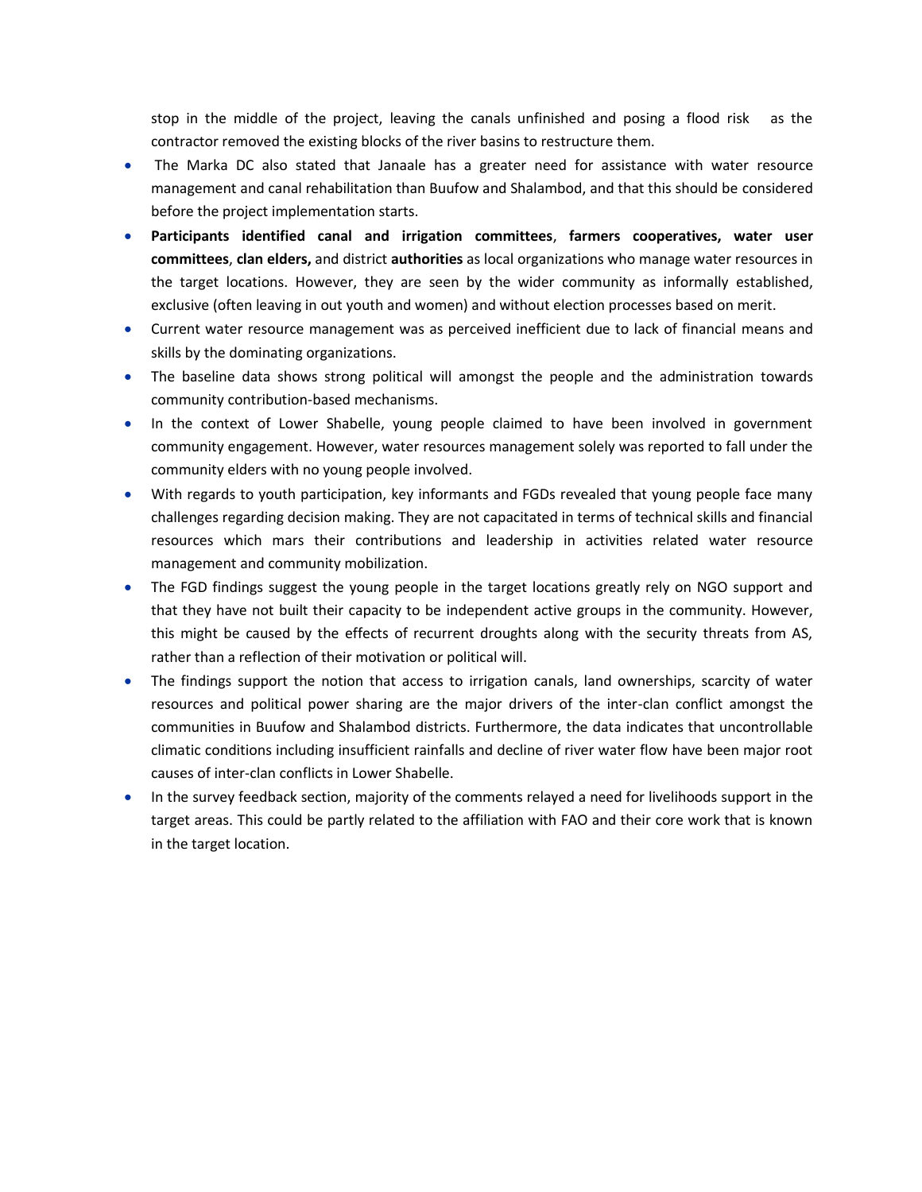stop in the middle of the project, leaving the canals unfinished and posing a flood risk as the contractor removed the existing blocks of the river basins to restructure them.

- The Marka DC also stated that Janaale has a greater need for assistance with water resource management and canal rehabilitation than Buufow and Shalambod, and that this should be considered before the project implementation starts.
- **Participants identified canal and irrigation committees**, **farmers cooperatives, water user committees**, **clan elders,** and district **authorities** as local organizations who manage water resources in the target locations. However, they are seen by the wider community as informally established, exclusive (often leaving in out youth and women) and without election processes based on merit.
- Current water resource management was as perceived inefficient due to lack of financial means and skills by the dominating organizations.
- The baseline data shows strong political will amongst the people and the administration towards community contribution-based mechanisms.
- In the context of Lower Shabelle, young people claimed to have been involved in government community engagement. However, water resources management solely was reported to fall under the community elders with no young people involved.
- With regards to youth participation, key informants and FGDs revealed that young people face many challenges regarding decision making. They are not capacitated in terms of technical skills and financial resources which mars their contributions and leadership in activities related water resource management and community mobilization.
- The FGD findings suggest the young people in the target locations greatly rely on NGO support and that they have not built their capacity to be independent active groups in the community. However, this might be caused by the effects of recurrent droughts along with the security threats from AS, rather than a reflection of their motivation or political will.
- The findings support the notion that access to irrigation canals, land ownerships, scarcity of water resources and political power sharing are the major drivers of the inter-clan conflict amongst the communities in Buufow and Shalambod districts. Furthermore, the data indicates that uncontrollable climatic conditions including insufficient rainfalls and decline of river water flow have been major root causes of inter-clan conflicts in Lower Shabelle.
- In the survey feedback section, majority of the comments relayed a need for livelihoods support in the target areas. This could be partly related to the affiliation with FAO and their core work that is known in the target location.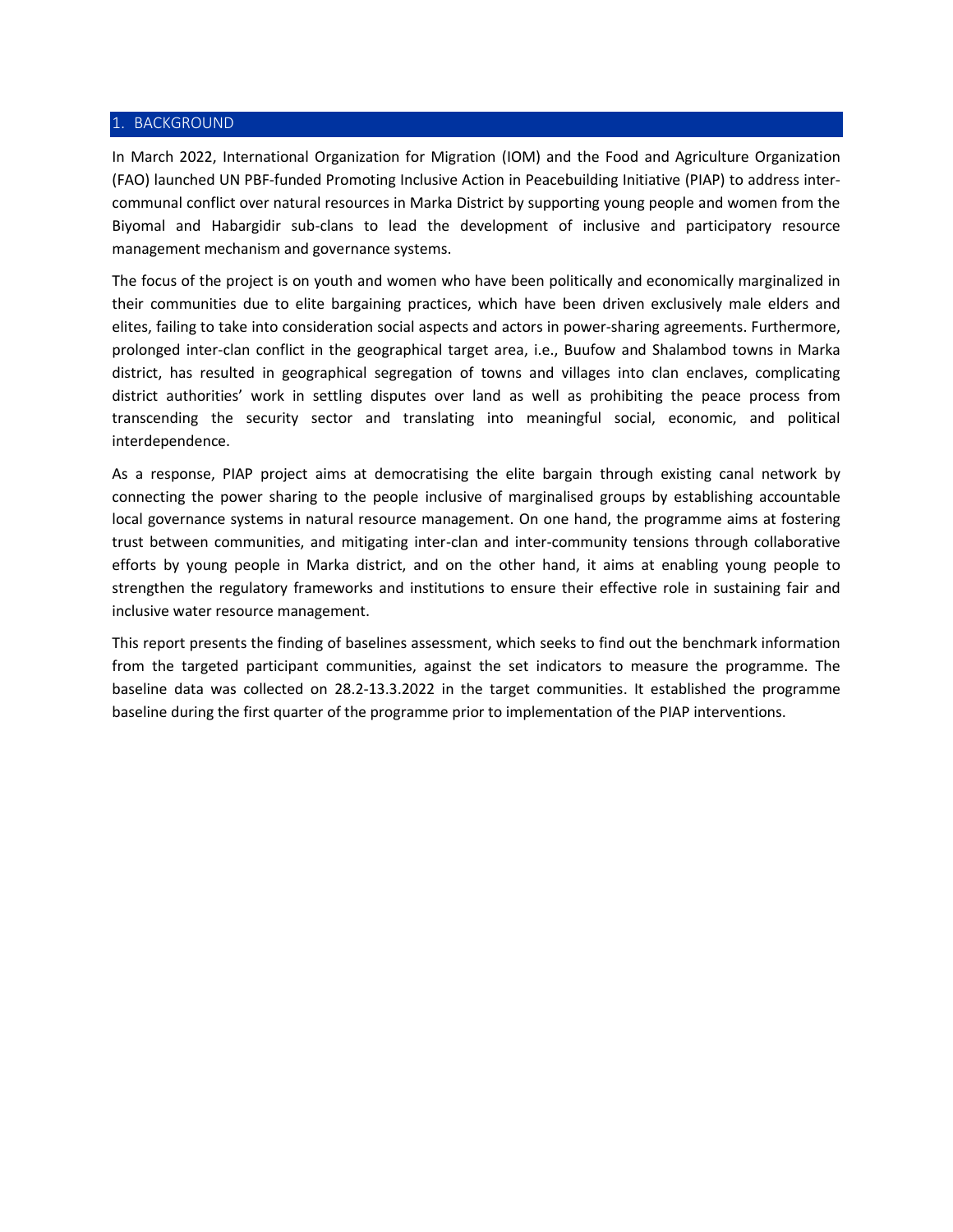## 1. BACKGROUND

In March 2022, International Organization for Migration (IOM) and the Food and Agriculture Organization (FAO) launched UN PBF-funded Promoting Inclusive Action in Peacebuilding Initiative (PIAP) to address inter-communal conflict over natural resources in Marka District by supporting young people and women from the Biyomal and Habargidir sub-clans to lead the development of inclusive and participatory resource management mechanism and governance systems.

The focus of the project is on youth and women who have been politically and economically marginalized in their communities due to elite bargaining practices, which have been driven exclusively male elders and elites, failing to take into consideration social aspects and actors in power-sharing agreements. Furthermore, prolonged inter-clan conflict in the geographical target area, i.e., Buufow and Shalambod towns in Marka district, has resulted in geographical segregation of towns and villages into clan enclaves, complicating district authorities' work in settling disputes over land as well as prohibiting the peace process from transcending the security sector and translating into meaningful social, economic, and political interdependence.

As a response, PIAP project aims at democratising the elite bargain through existing canal network by connecting the power sharing to the people inclusive of marginalised groups by establishing accountable local governance systems in natural resource management. On one hand, the programme aims at fostering trust between communities, and mitigating inter-clan and inter-community tensions through collaborative efforts by young people in Marka district, and on the other hand, it aims at enabling young people to strengthen the regulatory frameworks and institutions to ensure their effective role in sustaining fair and inclusive water resource management.

This report presents the finding of baselines assessment, which seeks to find out the benchmark information from the targeted participant communities, against the set indicators to measure the programme. The baseline data was collected on 28.2-13.3.2022 in the target communities. It established the programme baseline during the first quarter of the programme prior to implementation of the PIAP interventions.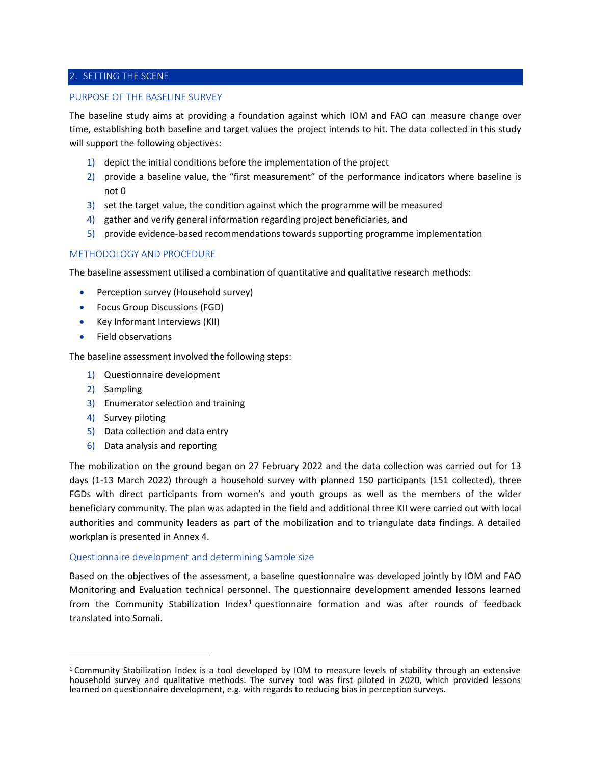## 2. SETTING THE SCENE

### PURPOSE OF THE BASELINE SURVEY

The baseline study aims at providing a foundation against which IOM and FAO can measure change over time, establishing both baseline and target values the project intends to hit. The data collected in this study will support the following objectives:

1) depict the initial conditions before the implementation of the project
2) provide a baseline value, the "first measurement" of the performance indicators where baseline is not 0
3) set the target value, the condition against which the programme will be measured
4) gather and verify general information regarding project beneficiaries, and
5) provide evidence-based recommendations towards supporting programme implementation

### METHODOLOGY AND PROCEDURE

The baseline assessment utilised a combination of quantitative and qualitative research methods:

- Perception survey (Household survey)
- Focus Group Discussions (FGD)
- Key Informant Interviews (KII)
- Field observations

The baseline assessment involved the following steps:

1) Questionnaire development
2) Sampling
3) Enumerator selection and training
4) Survey piloting
5) Data collection and data entry
6) Data analysis and reporting

The mobilization on the ground began on 27 February 2022 and the data collection was carried out for 13 days (1-13 March 2022) through a household survey with planned 150 participants (151 collected), three FGDs with direct participants from women's and youth groups as well as the members of the wider beneficiary community. The plan was adapted in the field and additional three KII were carried out with local authorities and community leaders as part of the mobilization and to triangulate data findings. A detailed workplan is presented in Annex 4.

#### Questionnaire development and determining Sample size

Based on the objectives of the assessment, a baseline questionnaire was developed jointly by IOM and FAO Monitoring and Evaluation technical personnel. The questionnaire development amended lessons learned from the Community Stabilization Index[1] questionnaire formation and was after rounds of feedback translated into Somali.

[1] Community Stabilization Index is a tool developed by IOM to measure levels of stability through an extensive household survey and qualitative methods. The survey tool was first piloted in 2020, which provided lessons learned on questionnaire development, e.g. with regards to reducing bias in perception surveys.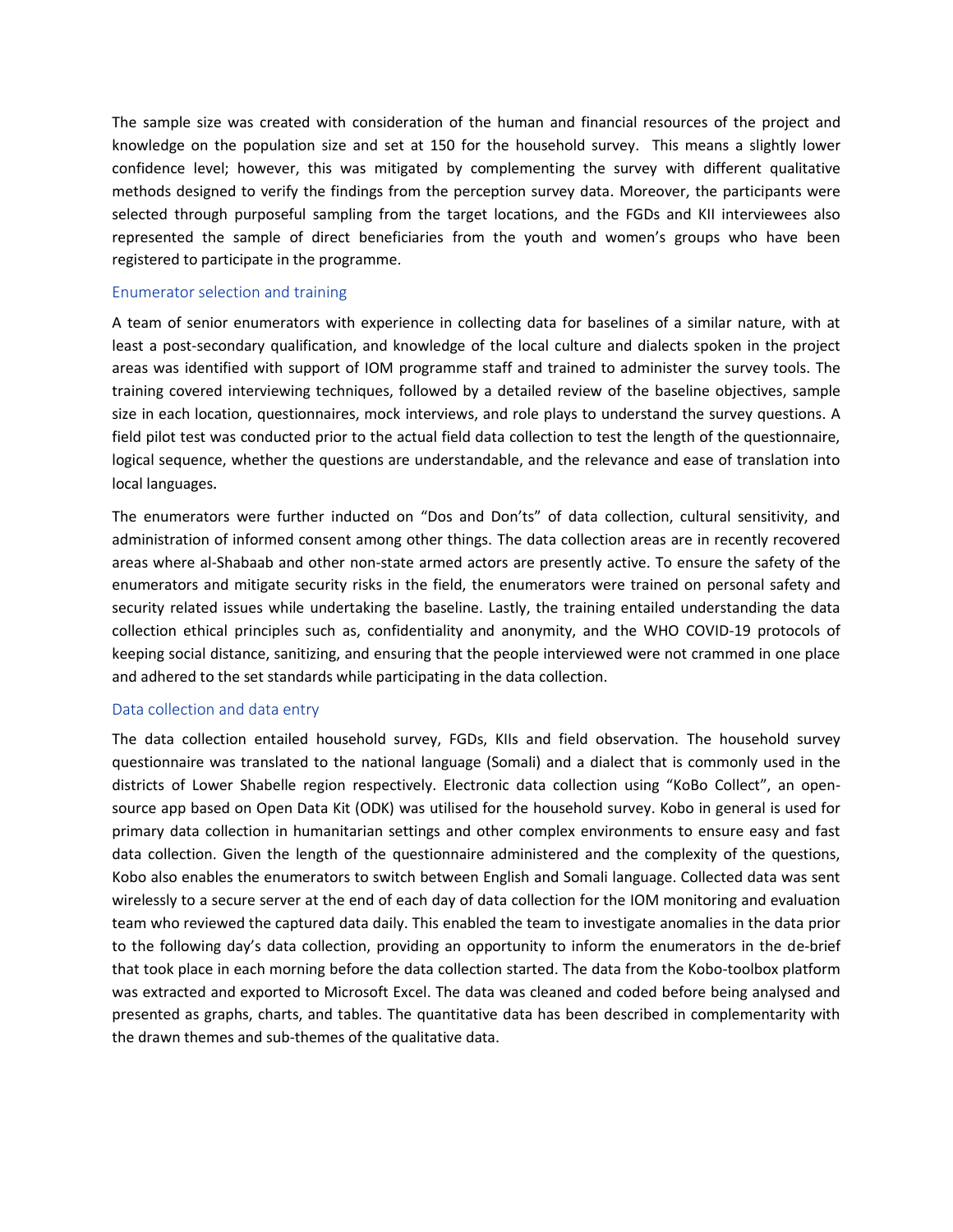The sample size was created with consideration of the human and financial resources of the project and knowledge on the population size and set at 150 for the household survey. This means a slightly lower confidence level; however, this was mitigated by complementing the survey with different qualitative methods designed to verify the findings from the perception survey data. Moreover, the participants were selected through purposeful sampling from the target locations, and the FGDs and KII interviewees also represented the sample of direct beneficiaries from the youth and women's groups who have been registered to participate in the programme.

### Enumerator selection and training

A team of senior enumerators with experience in collecting data for baselines of a similar nature, with at least a post-secondary qualification, and knowledge of the local culture and dialects spoken in the project areas was identified with support of IOM programme staff and trained to administer the survey tools. The training covered interviewing techniques, followed by a detailed review of the baseline objectives, sample size in each location, questionnaires, mock interviews, and role plays to understand the survey questions. A field pilot test was conducted prior to the actual field data collection to test the length of the questionnaire, logical sequence, whether the questions are understandable, and the relevance and ease of translation into local languages.

The enumerators were further inducted on "Dos and Don'ts" of data collection, cultural sensitivity, and administration of informed consent among other things. The data collection areas are in recently recovered areas where al-Shabaab and other non-state armed actors are presently active. To ensure the safety of the enumerators and mitigate security risks in the field, the enumerators were trained on personal safety and security related issues while undertaking the baseline. Lastly, the training entailed understanding the data collection ethical principles such as, confidentiality and anonymity, and the WHO COVID-19 protocols of keeping social distance, sanitizing, and ensuring that the people interviewed were not crammed in one place and adhered to the set standards while participating in the data collection.

### Data collection and data entry

The data collection entailed household survey, FGDs, KIIs and field observation. The household survey questionnaire was translated to the national language (Somali) and a dialect that is commonly used in the districts of Lower Shabelle region respectively. Electronic data collection using "KoBo Collect", an open-source app based on Open Data Kit (ODK) was utilised for the household survey. Kobo in general is used for primary data collection in humanitarian settings and other complex environments to ensure easy and fast data collection. Given the length of the questionnaire administered and the complexity of the questions, Kobo also enables the enumerators to switch between English and Somali language. Collected data was sent wirelessly to a secure server at the end of each day of data collection for the IOM monitoring and evaluation team who reviewed the captured data daily. This enabled the team to investigate anomalies in the data prior to the following day's data collection, providing an opportunity to inform the enumerators in the de-brief that took place in each morning before the data collection started. The data from the Kobo-toolbox platform was extracted and exported to Microsoft Excel. The data was cleaned and coded before being analysed and presented as graphs, charts, and tables. The quantitative data has been described in complementarity with the drawn themes and sub-themes of the qualitative data.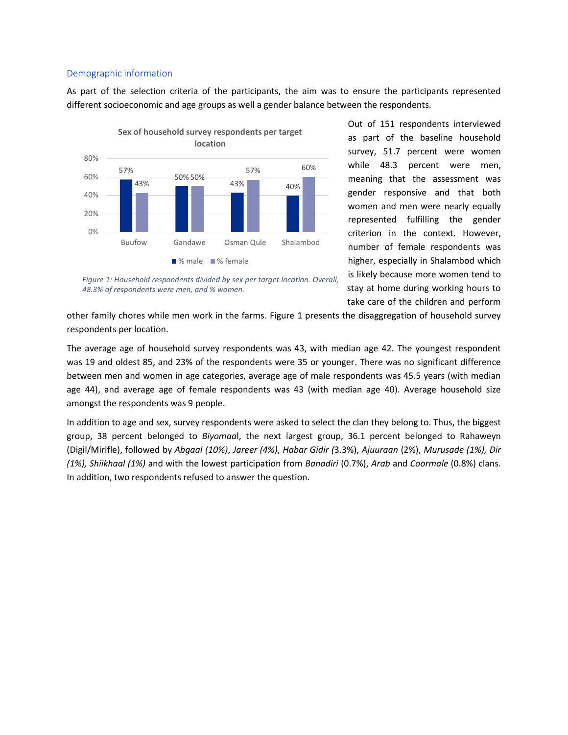## Demographic information

As part of the selection criteria of the participants, the aim was to ensure the participants represented different socioeconomic and age groups as well a gender balance between the respondents.

**Sex of household survey respondents per target location**

| | % male | % female |
|---|---|---|
| Buufow | 57% | 43% |
| Gandawe | 50% | 50% |
| Osman Qule | 43% | 57% |
| Shalambod | 40% | 60% |

*Figure 1: Household respondents divided by sex per target location. Overall, 48.3% of respondents were men, and % women.*

Out of 151 respondents interviewed as part of the baseline household survey, 51.7 percent were women while 48.3 percent were men, meaning that the assessment was gender responsive and that both women and men were nearly equally represented fulfilling the gender criterion in the context. However, number of female respondents was higher, especially in Shalambod which is likely because more women tend to stay at home during working hours to take care of the children and perform other family chores while men work in the farms. Figure 1 presents the disaggregation of household survey respondents per location.

The average age of household survey respondents was 43, with median age 42. The youngest respondent was 19 and oldest 85, and 23% of the respondents were 35 or younger. There was no significant difference between men and women in age categories, average age of male respondents was 45.5 years (with median age 44), and average age of female respondents was 43 (with median age 40). Average household size amongst the respondents was 9 people.

In addition to age and sex, survey respondents were asked to select the clan they belong to. Thus, the biggest group, 38 percent belonged to *Biyomaa*l, the next largest group, 36.1 percent belonged to Rahaweyn (Digil/Mirifle), followed by *Abgaal (10%)*, *Jareer (4%)*, *Habar Gidir (*3.3%), *Ajuuraan* (2%), *Murusade (1%), Dir (1%), Shiikhaal (1%)* and with the lowest participation from *Banadiri* (0.7%), *Arab* and *Coormale* (0.8%) clans. In addition, two respondents refused to answer the question.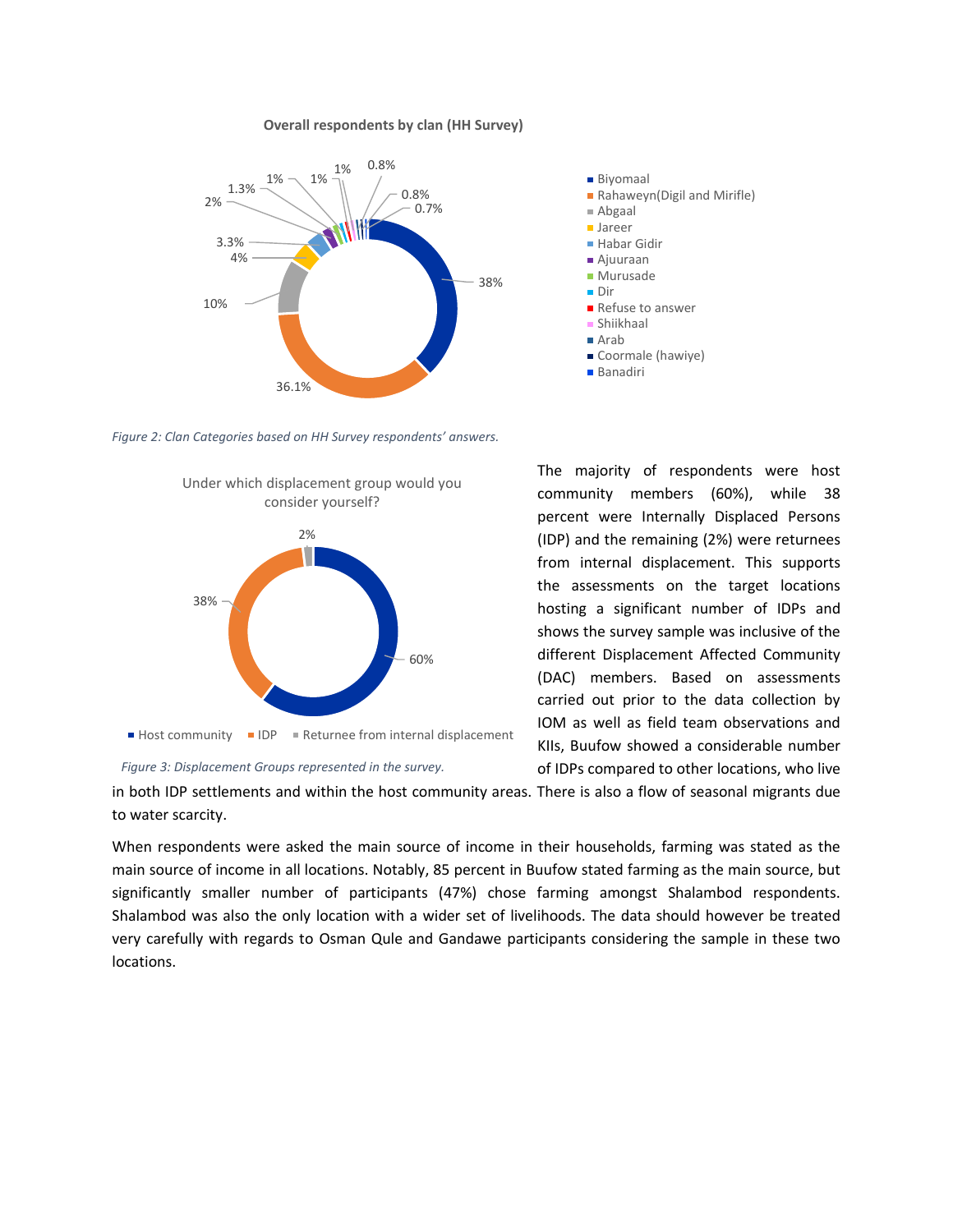**Overall respondents by clan (HH Survey)**

- Biyomaal
- Rahaweyn(Digil and Mirifle)
- Abgaal
- Jareer
- Habar Gidir
- Ajuuraan
- Murusade
- Dir
- Refuse to answer
- Shiikhaal
- Arab
- Coormale (hawiye)
- Banadiri

38% | 36.1% | 10% | 4% | 3.3% | 2% | 1.3% | 1% | 1% | 1% | 0.8% | 0.8% | 0.7%

*Figure 2: Clan Categories based on HH Survey respondents' answers.*

Under which displacement group would you consider yourself?

- Host community: 60%
- IDP: 38%
- Returnee from internal displacement: 2%

*Figure 3: Displacement Groups represented in the survey.*

The majority of respondents were host community members (60%), while 38 percent were Internally Displaced Persons (IDP) and the remaining (2%) were returnees from internal displacement. This supports the assessments on the target locations hosting a significant number of IDPs and shows the survey sample was inclusive of the different Displacement Affected Community (DAC) members. Based on assessments carried out prior to the data collection by IOM as well as field team observations and KIIs, Buufow showed a considerable number of IDPs compared to other locations, who live in both IDP settlements and within the host community areas. There is also a flow of seasonal migrants due to water scarcity.

When respondents were asked the main source of income in their households, farming was stated as the main source of income in all locations. Notably, 85 percent in Buufow stated farming as the main source, but significantly smaller number of participants (47%) chose farming amongst Shalambod respondents. Shalambod was also the only location with a wider set of livelihoods. The data should however be treated very carefully with regards to Osman Qule and Gandawe participants considering the sample in these two locations.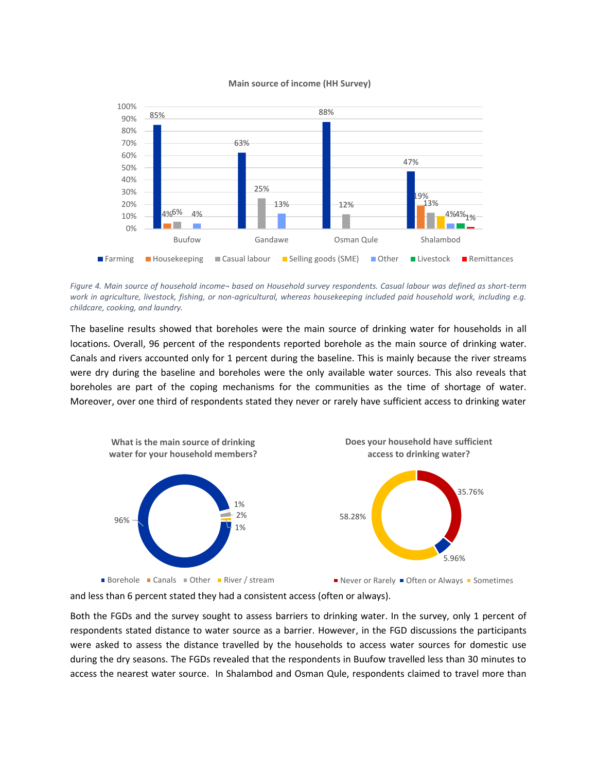**Main source of income (HH Survey)**

| | Farming | Housekeeping | Casual labour | Selling goods (SME) | Other | Livestock | Remittances |
|---|---|---|---|---|---|---|---|
| Buufow | 85% | 4% | 6% | | 4% | | |
| Gandawe | 63% | | 25% | | 13% | | |
| Osman Qule | 88% | | 12% | | | | |
| Shalambod | 47% | 19% | 13% | | 4% | 4% | 1% |

*Figure 4. Main source of household income¬ based on Household survey respondents. Casual labour was defined as short-term work in agriculture, livestock, fishing, or non-agricultural, whereas housekeeping included paid household work, including e.g. childcare, cooking, and laundry.*

The baseline results showed that boreholes were the main source of drinking water for households in all locations. Overall, 96 percent of the respondents reported borehole as the main source of drinking water. Canals and rivers accounted only for 1 percent during the baseline. This is mainly because the river streams were dry during the baseline and boreholes were the only available water sources. This also reveals that boreholes are part of the coping mechanisms for the communities as the time of shortage of water. Moreover, over one third of respondents stated they never or rarely have sufficient access to drinking water

**What is the main source of drinking water for your household members?**

| Borehole | Canals | Other | River / stream |
|---|---|---|---|
| 96% | 1% | 2% | 1% |

**Does your household have sufficient access to drinking water?**

| Never or Rarely | Often or Always | Sometimes |
|---|---|---|
| 35.76% | 5.96% | 58.28% |

and less than 6 percent stated they had a consistent access (often or always).

Both the FGDs and the survey sought to assess barriers to drinking water. In the survey, only 1 percent of respondents stated distance to water source as a barrier. However, in the FGD discussions the participants were asked to assess the distance travelled by the households to access water sources for domestic use during the dry seasons. The FGDs revealed that the respondents in Buufow travelled less than 30 minutes to access the nearest water source. In Shalambod and Osman Qule, respondents claimed to travel more than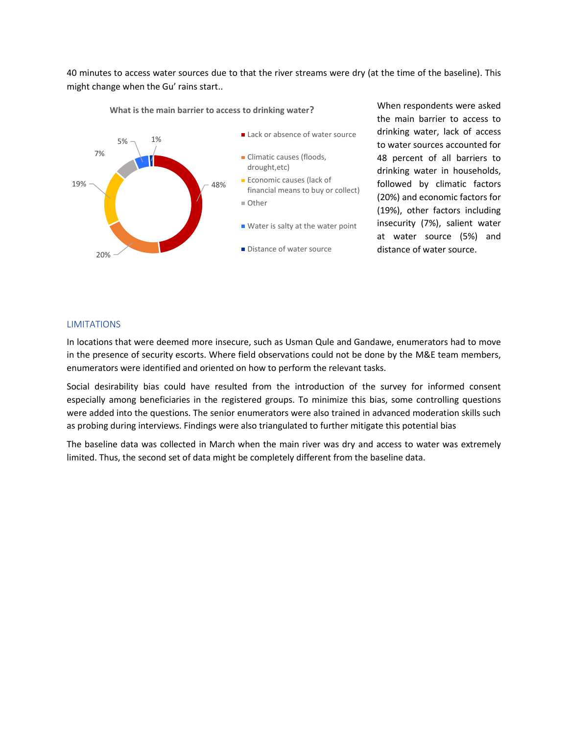40 minutes to access water sources due to that the river streams were dry (at the time of the baseline). This might change when the Gu' rains start..

**What is the main barrier to access to drinking water?**

| Barrier | Percentage |
| --- | --- |
| Lack or absence of water source | 48% |
| Climatic causes (floods, drought,etc) | 20% |
| Economic causes (lack of financial means to buy or collect) | 19% |
| Other | 7% |
| Water is salty at the water point | 5% |
| Distance of water source | 1% |

When respondents were asked the main barrier to access to drinking water, lack of access to water sources accounted for 48 percent of all barriers to drinking water in households, followed by climatic factors (20%) and economic factors for (19%), other factors including insecurity (7%), salient water at water source (5%) and distance of water source.

## LIMITATIONS

In locations that were deemed more insecure, such as Usman Qule and Gandawe, enumerators had to move in the presence of security escorts. Where field observations could not be done by the M&E team members, enumerators were identified and oriented on how to perform the relevant tasks.

Social desirability bias could have resulted from the introduction of the survey for informed consent especially among beneficiaries in the registered groups. To minimize this bias, some controlling questions were added into the questions. The senior enumerators were also trained in advanced moderation skills such as probing during interviews. Findings were also triangulated to further mitigate this potential bias

The baseline data was collected in March when the main river was dry and access to water was extremely limited. Thus, the second set of data might be completely different from the baseline data.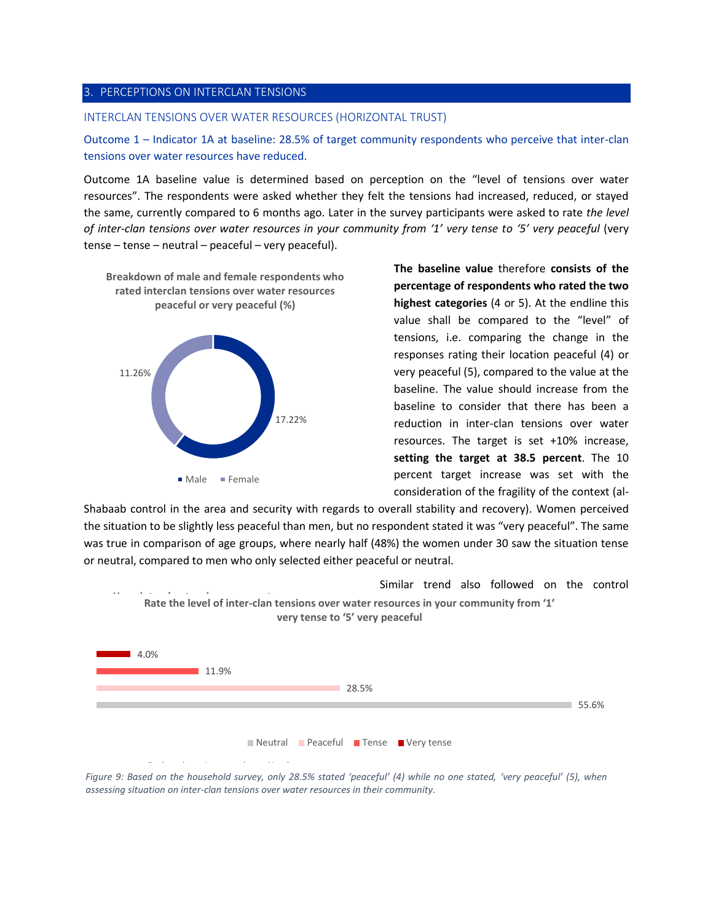## 3. PERCEPTIONS ON INTERCLAN TENSIONS

### INTERCLAN TENSIONS OVER WATER RESOURCES (HORIZONTAL TRUST)

#### Outcome 1 – Indicator 1A at baseline: 28.5% of target community respondents who perceive that inter-clan tensions over water resources have reduced.

Outcome 1A baseline value is determined based on perception on the "level of tensions over water resources". The respondents were asked whether they felt the tensions had increased, reduced, or stayed the same, currently compared to 6 months ago. Later in the survey participants were asked to rate *the level of inter-clan tensions over water resources in your community from '1' very tense to '5' very peaceful* (very tense – tense – neutral – peaceful – very peaceful).

**Breakdown of male and female respondents who rated interclan tensions over water resources peaceful or very peaceful (%)**

| | % |
|---|---|
| Male | 17.22% |
| Female | 11.26% |

**The baseline value** therefore **consists of the percentage of respondents who rated the two highest categories** (4 or 5). At the endline this value shall be compared to the "level" of tensions, i.e. comparing the change in the responses rating their location peaceful (4) or very peaceful (5), compared to the value at the baseline. The value should increase from the baseline to consider that there has been a reduction in inter-clan tensions over water resources. The target is set +10% increase, **setting the target at 38.5 percent**. The 10 percent target increase was set with the consideration of the fragility of the context (al-Shabaab control in the area and security with regards to overall stability and recovery). Women perceived the situation to be slightly less peaceful than men, but no respondent stated it was "very peaceful". The same was true in comparison of age groups, where nearly half (48%) the women under 30 saw the situation tense or neutral, compared to men who only selected either peaceful or neutral.

Similar trend also followed on the control

**Rate the level of inter-clan tensions over water resources in your community from '1' very tense to '5' very peaceful**

| Response | % |
|---|---|
| Very tense | 4.0% |
| Tense | 11.9% |
| Peaceful | 28.5% |
| Neutral | 55.6% |

*Figure 9: Based on the household survey, only 28.5% stated 'peaceful' (4) while no one stated, 'very peaceful' (5), when assessing situation on inter-clan tensions over water resources in their community.*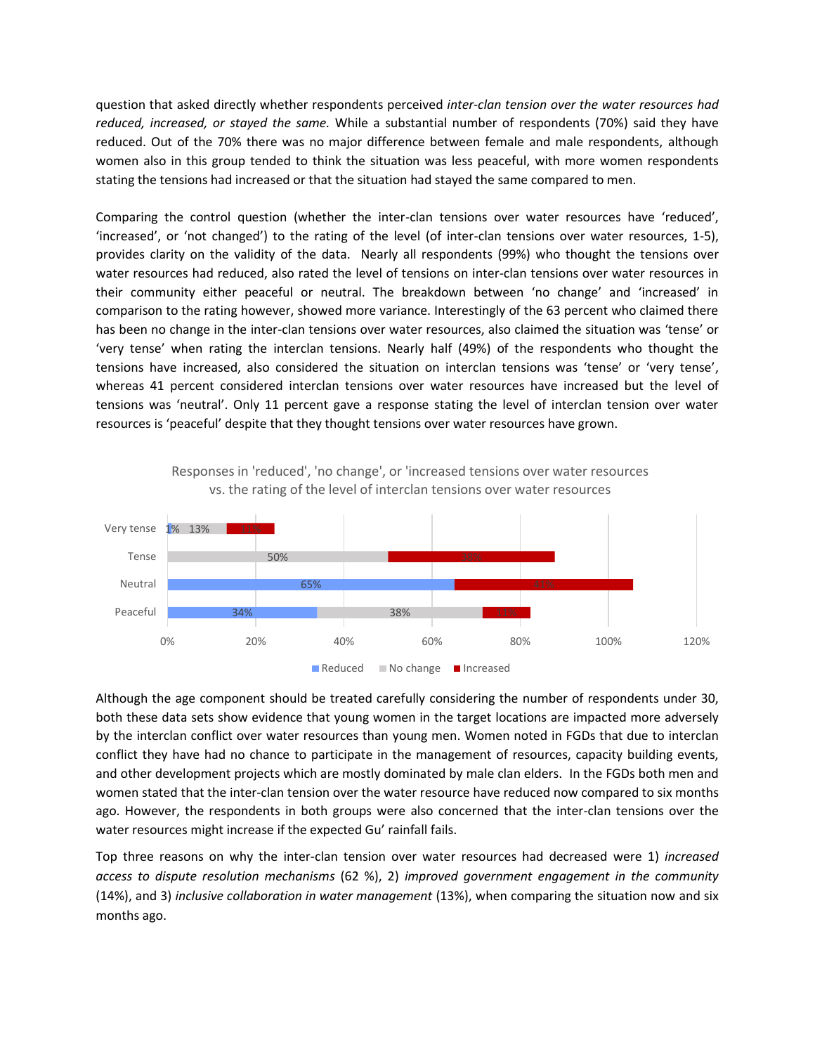question that asked directly whether respondents perceived *inter-clan tension over the water resources had reduced, increased, or stayed the same.* While a substantial number of respondents (70%) said they have reduced. Out of the 70% there was no major difference between female and male respondents, although women also in this group tended to think the situation was less peaceful, with more women respondents stating the tensions had increased or that the situation had stayed the same compared to men.

Comparing the control question (whether the inter-clan tensions over water resources have 'reduced', 'increased', or 'not changed') to the rating of the level (of inter-clan tensions over water resources, 1-5), provides clarity on the validity of the data. Nearly all respondents (99%) who thought the tensions over water resources had reduced, also rated the level of tensions on inter-clan tensions over water resources in their community either peaceful or neutral. The breakdown between 'no change' and 'increased' in comparison to the rating however, showed more variance. Interestingly of the 63 percent who claimed there has been no change in the inter-clan tensions over water resources, also claimed the situation was 'tense' or 'very tense' when rating the interclan tensions. Nearly half (49%) of the respondents who thought the tensions have increased, also considered the situation on interclan tensions was 'tense' or 'very tense', whereas 41 percent considered interclan tensions over water resources have increased but the level of tensions was 'neutral'. Only 11 percent gave a response stating the level of interclan tension over water resources is 'peaceful' despite that they thought tensions over water resources have grown.

Responses in 'reduced', 'no change', or 'increased tensions over water resources vs. the rating of the level of interclan tensions over water resources

| | Reduced | No change | Increased |
|---|---|---|---|
| Very tense | 1% | 13% | 11% |
| Tense | | 50% | 38% |
| Neutral | 65% | | 41% |
| Peaceful | 34% | 38% | 11% |

Although the age component should be treated carefully considering the number of respondents under 30, both these data sets show evidence that young women in the target locations are impacted more adversely by the interclan conflict over water resources than young men. Women noted in FGDs that due to interclan conflict they have had no chance to participate in the management of resources, capacity building events, and other development projects which are mostly dominated by male clan elders. In the FGDs both men and women stated that the inter-clan tension over the water resource have reduced now compared to six months ago. However, the respondents in both groups were also concerned that the inter-clan tensions over the water resources might increase if the expected Gu' rainfall fails.

Top three reasons on why the inter-clan tension over water resources had decreased were 1) *increased access to dispute resolution mechanisms* (62 %), 2) *improved government engagement in the community* (14%), and 3) *inclusive collaboration in water management* (13%), when comparing the situation now and six months ago.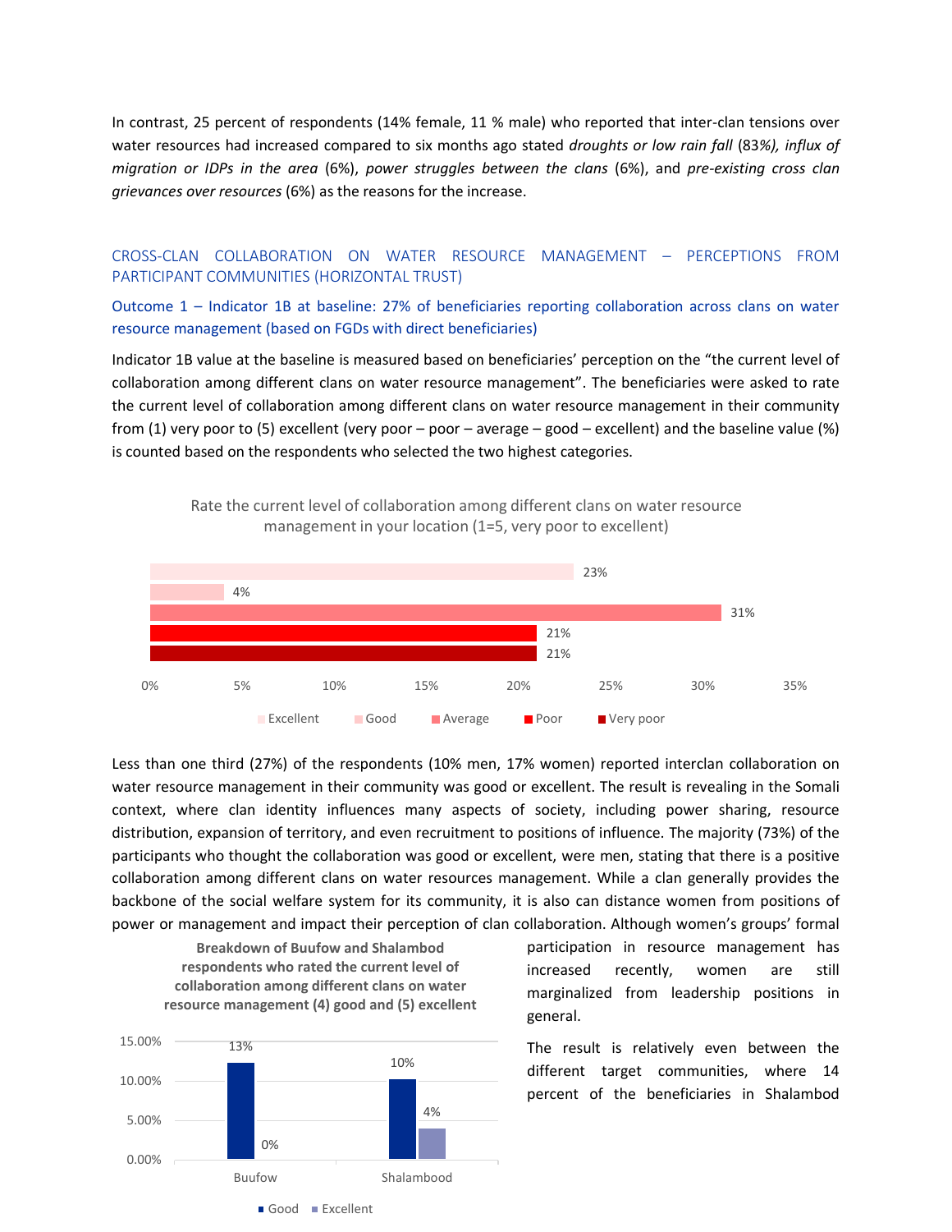In contrast, 25 percent of respondents (14% female, 11 % male) who reported that inter-clan tensions over water resources had increased compared to six months ago stated *droughts or low rain fall* (83*%), influx of migration or IDPs in the area* (6%), *power struggles between the clans* (6%), and *pre-existing cross clan grievances over resources* (6%) as the reasons for the increase.

## CROSS-CLAN COLLABORATION ON WATER RESOURCE MANAGEMENT – PERCEPTIONS FROM PARTICIPANT COMMUNITIES (HORIZONTAL TRUST)

### Outcome 1 – Indicator 1B at baseline: 27% of beneficiaries reporting collaboration across clans on water resource management (based on FGDs with direct beneficiaries)

Indicator 1B value at the baseline is measured based on beneficiaries' perception on the "the current level of collaboration among different clans on water resource management". The beneficiaries were asked to rate the current level of collaboration among different clans on water resource management in their community from (1) very poor to (5) excellent (very poor – poor – average – good – excellent) and the baseline value (%) is counted based on the respondents who selected the two highest categories.

Rate the current level of collaboration among different clans on water resource management in your location (1=5, very poor to excellent)

| Rating | % |
|---|---|
| Excellent | 23% |
| Good | 4% |
| Average | 31% |
| Poor | 21% |
| Very poor | 21% |

Less than one third (27%) of the respondents (10% men, 17% women) reported interclan collaboration on water resource management in their community was good or excellent. The result is revealing in the Somali context, where clan identity influences many aspects of society, including power sharing, resource distribution, expansion of territory, and even recruitment to positions of influence. The majority (73%) of the participants who thought the collaboration was good or excellent, were men, stating that there is a positive collaboration among different clans on water resources management. While a clan generally provides the backbone of the social welfare system for its community, it is also can distance women from positions of power or management and impact their perception of clan collaboration. Although women's groups' formal participation in resource management has increased recently, women are still marginalized from leadership positions in general.

**Breakdown of Buufow and Shalambod respondents who rated the current level of collaboration among different clans on water resource management (4) good and (5) excellent**

| | Good | Excellent |
|---|---|---|
| Buufow | 13% | 0% |
| Shalambood | 10% | 4% |

The result is relatively even between the different target communities, where 14 percent of the beneficiaries in Shalambod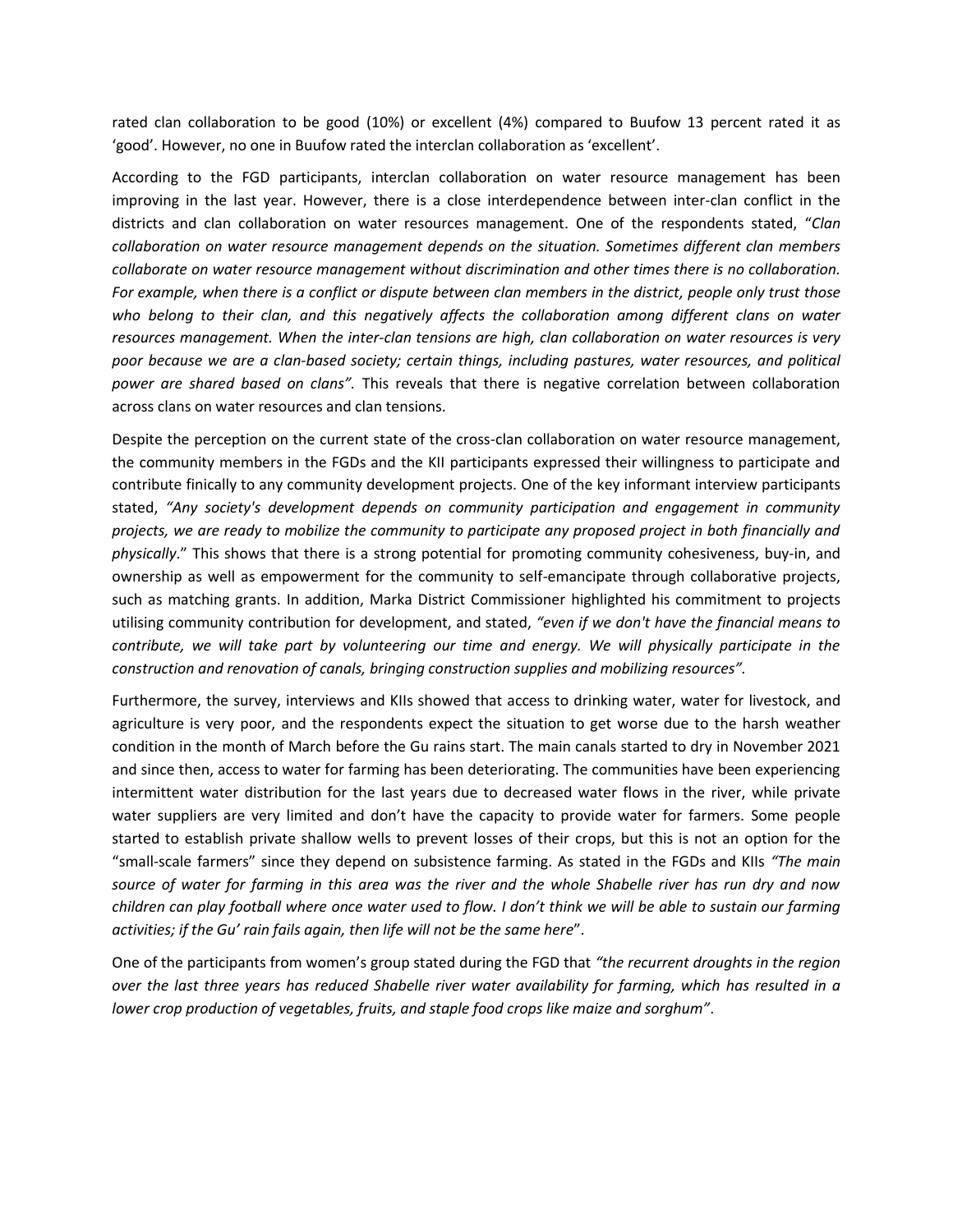rated clan collaboration to be good (10%) or excellent (4%) compared to Buufow 13 percent rated it as 'good'. However, no one in Buufow rated the interclan collaboration as 'excellent'.

According to the FGD participants, interclan collaboration on water resource management has been improving in the last year. However, there is a close interdependence between inter-clan conflict in the districts and clan collaboration on water resources management. One of the respondents stated, "*Clan collaboration on water resource management depends on the situation. Sometimes different clan members collaborate on water resource management without discrimination and other times there is no collaboration. For example, when there is a conflict or dispute between clan members in the district, people only trust those who belong to their clan, and this negatively affects the collaboration among different clans on water resources management. When the inter-clan tensions are high, clan collaboration on water resources is very poor because we are a clan-based society; certain things, including pastures, water resources, and political power are shared based on clans".* This reveals that there is negative correlation between collaboration across clans on water resources and clan tensions.

Despite the perception on the current state of the cross-clan collaboration on water resource management, the community members in the FGDs and the KII participants expressed their willingness to participate and contribute finically to any community development projects. One of the key informant interview participants stated, *"Any society's development depends on community participation and engagement in community projects, we are ready to mobilize the community to participate any proposed project in both financially and physically*." This shows that there is a strong potential for promoting community cohesiveness, buy-in, and ownership as well as empowerment for the community to self-emancipate through collaborative projects, such as matching grants. In addition, Marka District Commissioner highlighted his commitment to projects utilising community contribution for development, and stated, *"even if we don't have the financial means to contribute, we will take part by volunteering our time and energy. We will physically participate in the construction and renovation of canals, bringing construction supplies and mobilizing resources".*

Furthermore, the survey, interviews and KIIs showed that access to drinking water, water for livestock, and agriculture is very poor, and the respondents expect the situation to get worse due to the harsh weather condition in the month of March before the Gu rains start. The main canals started to dry in November 2021 and since then, access to water for farming has been deteriorating. The communities have been experiencing intermittent water distribution for the last years due to decreased water flows in the river, while private water suppliers are very limited and don't have the capacity to provide water for farmers. Some people started to establish private shallow wells to prevent losses of their crops, but this is not an option for the "small-scale farmers" since they depend on subsistence farming. As stated in the FGDs and KIIs *"The main source of water for farming in this area was the river and the whole Shabelle river has run dry and now children can play football where once water used to flow. I don't think we will be able to sustain our farming activities; if the Gu' rain fails again, then life will not be the same here*".

One of the participants from women's group stated during the FGD that *"the recurrent droughts in the region over the last three years has reduced Shabelle river water availability for farming, which has resulted in a lower crop production of vegetables, fruits, and staple food crops like maize and sorghum"*.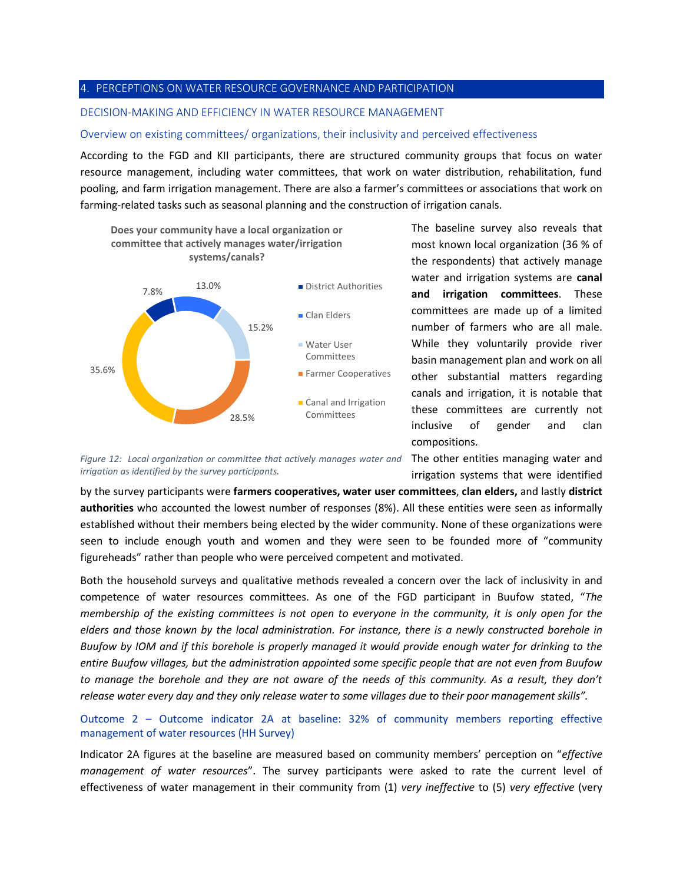## 4. PERCEPTIONS ON WATER RESOURCE GOVERNANCE AND PARTICIPATION

### DECISION-MAKING AND EFFICIENCY IN WATER RESOURCE MANAGEMENT

#### Overview on existing committees/ organizations, their inclusivity and perceived effectiveness

According to the FGD and KII participants, there are structured community groups that focus on water resource management, including water committees, that work on water distribution, rehabilitation, fund pooling, and farm irrigation management. There are also a farmer's committees or associations that work on farming-related tasks such as seasonal planning and the construction of irrigation canals.

**Does your community have a local organization or committee that actively manages water/irrigation systems/canals?**

| Organization | Share |
|---|---|
| District Authorities | 7.8% |
| Clan Elders | 13.0% |
| Water User Committees | 15.2% |
| Farmer Cooperatives | 28.5% |
| Canal and Irrigation Committees | 35.6% |

*Figure 12: Local organization or committee that actively manages water and irrigation as identified by the survey participants.*

The baseline survey also reveals that most known local organization (36 % of the respondents) that actively manage water and irrigation systems are **canal and irrigation committees**. These committees are made up of a limited number of farmers who are all male. While they voluntarily provide river basin management plan and work on all other substantial matters regarding canals and irrigation, it is notable that these committees are currently not inclusive of gender and clan compositions.

The other entities managing water and irrigation systems that were identified by the survey participants were **farmers cooperatives, water user committees**, **clan elders,** and lastly **district authorities** who accounted the lowest number of responses (8%). All these entities were seen as informally established without their members being elected by the wider community. None of these organizations were seen to include enough youth and women and they were seen to be founded more of "community figureheads" rather than people who were perceived competent and motivated.

Both the household surveys and qualitative methods revealed a concern over the lack of inclusivity in and competence of water resources committees. As one of the FGD participant in Buufow stated, "*The membership of the existing committees is not open to everyone in the community, it is only open for the elders and those known by the local administration. For instance, there is a newly constructed borehole in Buufow by IOM and if this borehole is properly managed it would provide enough water for drinking to the entire Buufow villages, but the administration appointed some specific people that are not even from Buufow to manage the borehole and they are not aware of the needs of this community. As a result, they don't release water every day and they only release water to some villages due to their poor management skills".*

#### Outcome 2 – Outcome indicator 2A at baseline: 32% of community members reporting effective management of water resources (HH Survey)

Indicator 2A figures at the baseline are measured based on community members' perception on "*effective management of water resources*". The survey participants were asked to rate the current level of effectiveness of water management in their community from (1) *very ineffective* to (5) *very effective* (very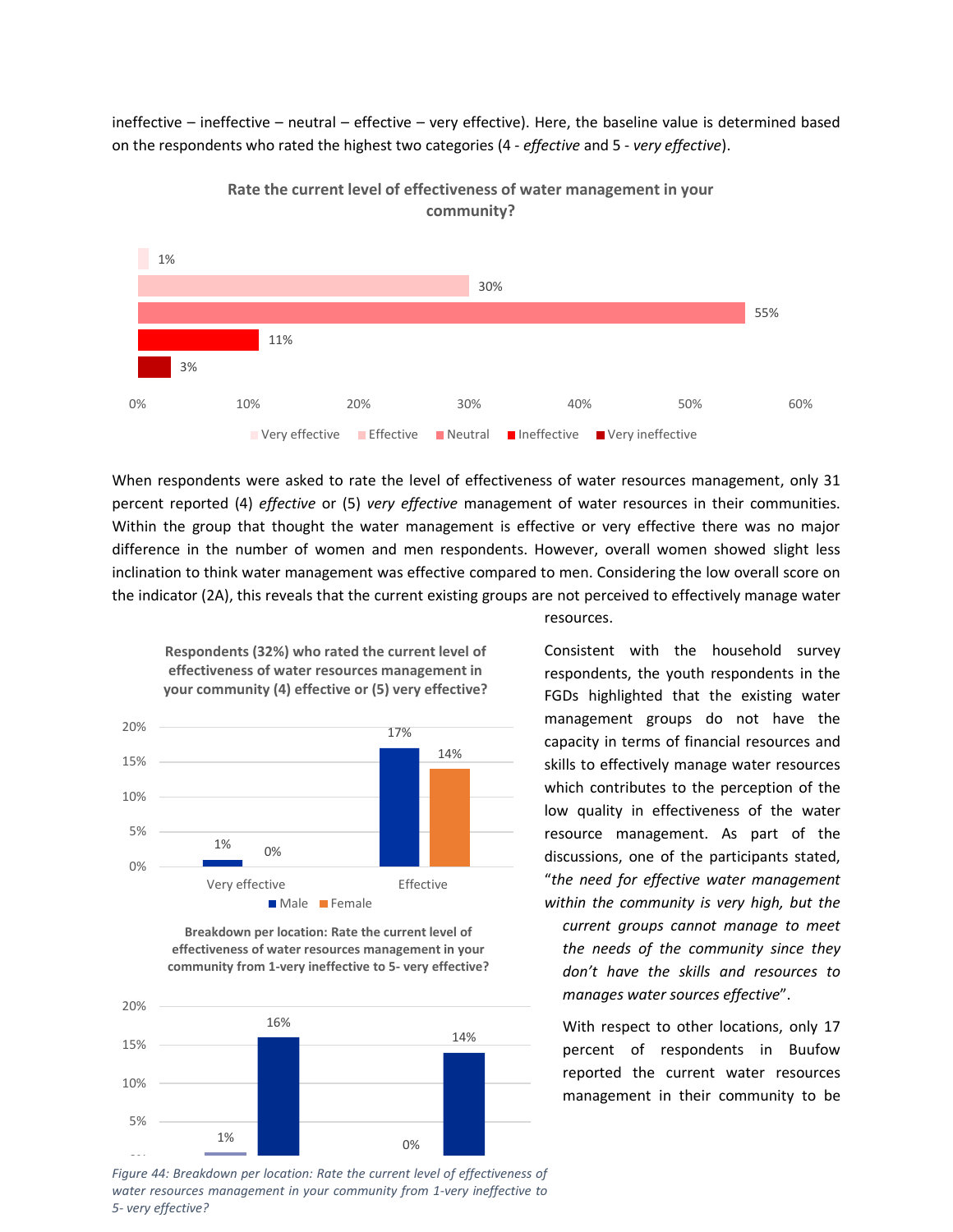ineffective – ineffective – neutral – effective – very effective). Here, the baseline value is determined based on the respondents who rated the highest two categories (4 - *effective* and 5 - *very effective*).

**Rate the current level of effectiveness of water management in your community?**

| Rating | Percentage |
|---|---|
| Very effective | 1% |
| Effective | 30% |
| Neutral | 55% |
| Ineffective | 11% |
| Very ineffective | 3% |

When respondents were asked to rate the level of effectiveness of water resources management, only 31 percent reported (4) *effective* or (5) *very effective* management of water resources in their communities. Within the group that thought the water management is effective or very effective there was no major difference in the number of women and men respondents. However, overall women showed slight less inclination to think water management was effective compared to men. Considering the low overall score on the indicator (2A), this reveals that the current existing groups are not perceived to effectively manage water resources.

**Respondents (32%) who rated the current level of effectiveness of water resources management in your community (4) effective or (5) very effective?**

| | Male | Female |
|---|---|---|
| Very effective | 1% | 0% |
| Effective | 17% | 14% |

**Breakdown per location: Rate the current level of effectiveness of water resources management in your community from 1-very ineffective to 5- very effective?**

| | Very effective | Effective |
|---|---|---|
| Location 1 | 1% | 16% |
| Location 2 | 0% | 14% |

*Figure 44: Breakdown per location: Rate the current level of effectiveness of water resources management in your community from 1-very ineffective to 5- very effective?*

Consistent with the household survey respondents, the youth respondents in the FGDs highlighted that the existing water management groups do not have the capacity in terms of financial resources and skills to effectively manage water resources which contributes to the perception of the low quality in effectiveness of the water resource management. As part of the discussions, one of the participants stated, "*the need for effective water management within the community is very high, but the current groups cannot manage to meet the needs of the community since they don't have the skills and resources to manages water sources effective*".

With respect to other locations, only 17 percent of respondents in Buufow reported the current water resources management in their community to be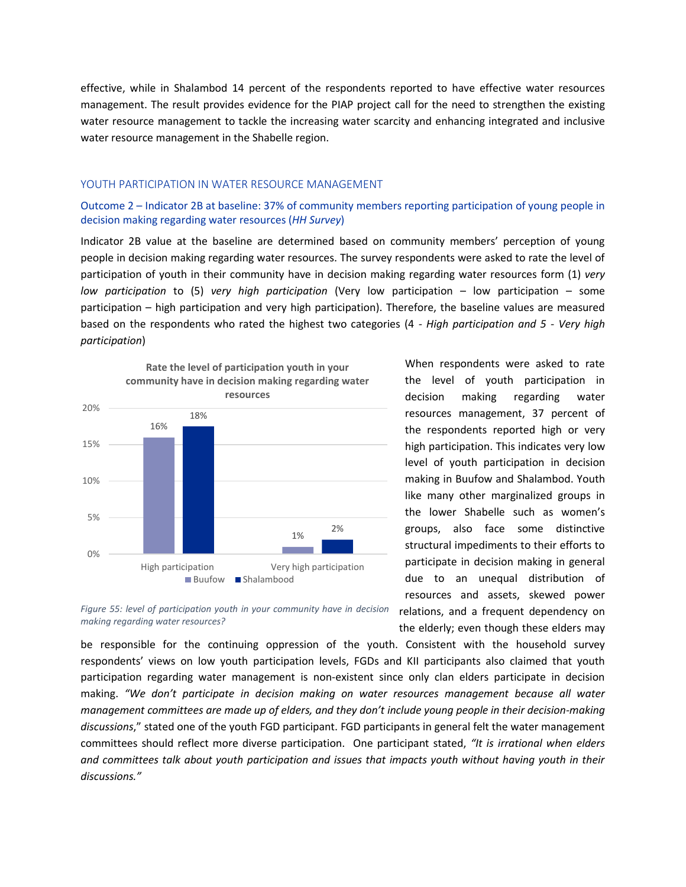effective, while in Shalambod 14 percent of the respondents reported to have effective water resources management. The result provides evidence for the PIAP project call for the need to strengthen the existing water resource management to tackle the increasing water scarcity and enhancing integrated and inclusive water resource management in the Shabelle region.

## YOUTH PARTICIPATION IN WATER RESOURCE MANAGEMENT

### Outcome 2 – Indicator 2B at baseline: 37% of community members reporting participation of young people in decision making regarding water resources (*HH Survey*)

Indicator 2B value at the baseline are determined based on community members' perception of young people in decision making regarding water resources. The survey respondents were asked to rate the level of participation of youth in their community have in decision making regarding water resources form (1) *very low participation* to (5) *very high participation* (Very low participation – low participation – some participation – high participation and very high participation). Therefore, the baseline values are measured based on the respondents who rated the highest two categories (4 - *High participation and 5 - Very high participation*)

**Rate the level of participation youth in your community have in decision making regarding water resources**

| | Buufow | Shalambood |
|---|---|---|
| High participation | 16% | 18% |
| Very high participation | 1% | 2% |

*Figure 55: level of participation youth in your community have in decision making regarding water resources?*

When respondents were asked to rate the level of youth participation in decision making regarding water resources management, 37 percent of the respondents reported high or very high participation. This indicates very low level of youth participation in decision making in Buufow and Shalambod. Youth like many other marginalized groups in the lower Shabelle such as women's groups, also face some distinctive structural impediments to their efforts to participate in decision making in general due to an unequal distribution of resources and assets, skewed power relations, and a frequent dependency on the elderly; even though these elders may be responsible for the continuing oppression of the youth. Consistent with the household survey respondents' views on low youth participation levels, FGDs and KII participants also claimed that youth participation regarding water management is non-existent since only clan elders participate in decision making. *"We don't participate in decision making on water resources management because all water management committees are made up of elders, and they don't include young people in their decision-making discussions*," stated one of the youth FGD participant. FGD participants in general felt the water management committees should reflect more diverse participation. One participant stated, *"It is irrational when elders and committees talk about youth participation and issues that impacts youth without having youth in their discussions."*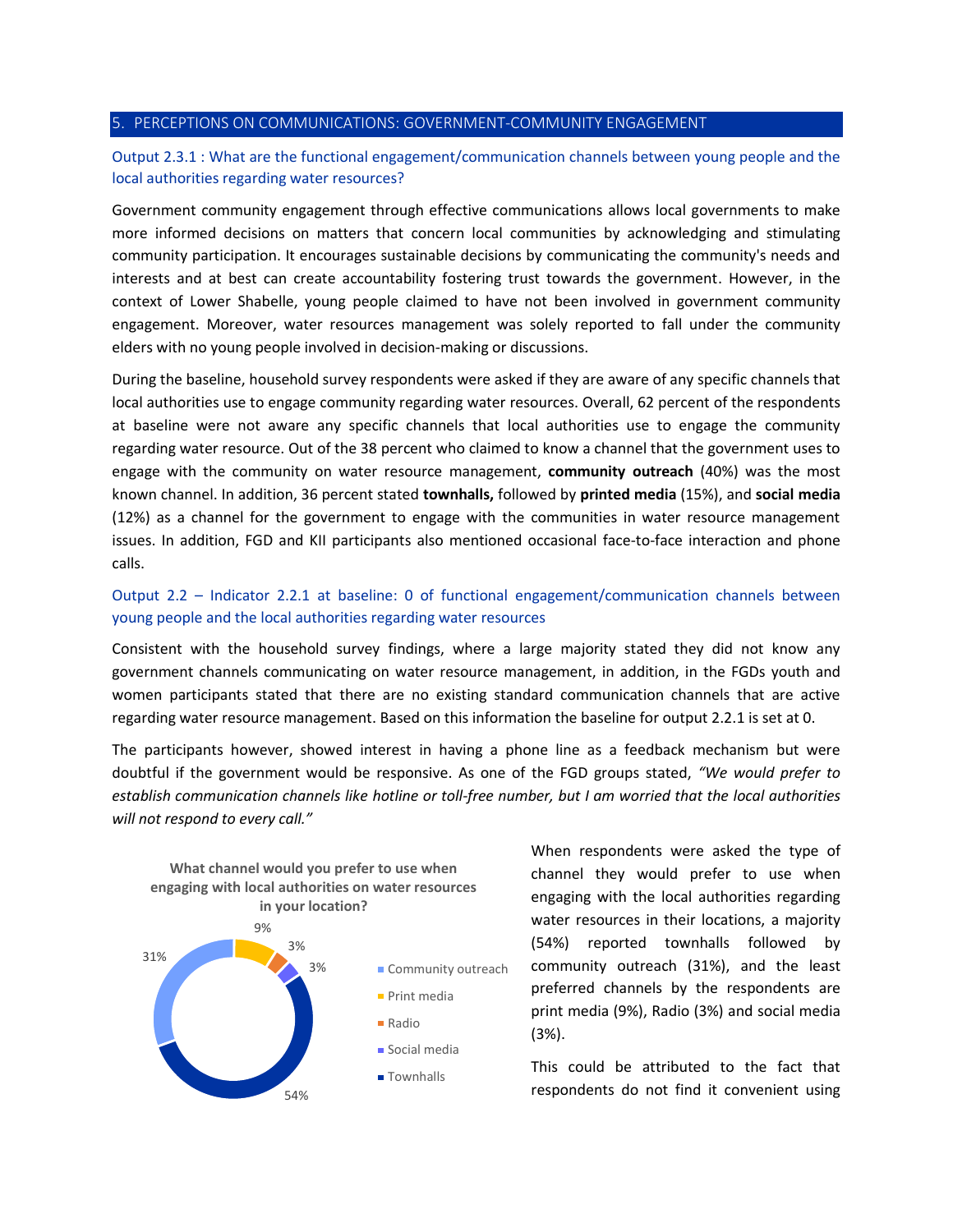## 5. PERCEPTIONS ON COMMUNICATIONS: GOVERNMENT-COMMUNITY ENGAGEMENT

### Output 2.3.1 : What are the functional engagement/communication channels between young people and the local authorities regarding water resources?

Government community engagement through effective communications allows local governments to make more informed decisions on matters that concern local communities by acknowledging and stimulating community participation. It encourages sustainable decisions by communicating the community's needs and interests and at best can create accountability fostering trust towards the government. However, in the context of Lower Shabelle, young people claimed to have not been involved in government community engagement. Moreover, water resources management was solely reported to fall under the community elders with no young people involved in decision-making or discussions.

During the baseline, household survey respondents were asked if they are aware of any specific channels that local authorities use to engage community regarding water resources. Overall, 62 percent of the respondents at baseline were not aware any specific channels that local authorities use to engage the community regarding water resource. Out of the 38 percent who claimed to know a channel that the government uses to engage with the community on water resource management, **community outreach** (40%) was the most known channel. In addition, 36 percent stated **townhalls,** followed by **printed media** (15%), and **social media** (12%) as a channel for the government to engage with the communities in water resource management issues. In addition, FGD and KII participants also mentioned occasional face-to-face interaction and phone calls.

### Output 2.2 – Indicator 2.2.1 at baseline: 0 of functional engagement/communication channels between young people and the local authorities regarding water resources

Consistent with the household survey findings, where a large majority stated they did not know any government channels communicating on water resource management, in addition, in the FGDs youth and women participants stated that there are no existing standard communication channels that are active regarding water resource management. Based on this information the baseline for output 2.2.1 is set at 0.

The participants however, showed interest in having a phone line as a feedback mechanism but were doubtful if the government would be responsive. As one of the FGD groups stated, *"We would prefer to establish communication channels like hotline or toll-free number, but I am worried that the local authorities will not respond to every call."*

**What channel would you prefer to use when engaging with local authorities on water resources in your location?**

| Channel | Percentage |
| --- | --- |
| Community outreach | 31% |
| Print media | 9% |
| Radio | 3% |
| Social media | 3% |
| Townhalls | 54% |

When respondents were asked the type of channel they would prefer to use when engaging with the local authorities regarding water resources in their locations, a majority (54%) reported townhalls followed by community outreach (31%), and the least preferred channels by the respondents are print media (9%), Radio (3%) and social media (3%).

This could be attributed to the fact that respondents do not find it convenient using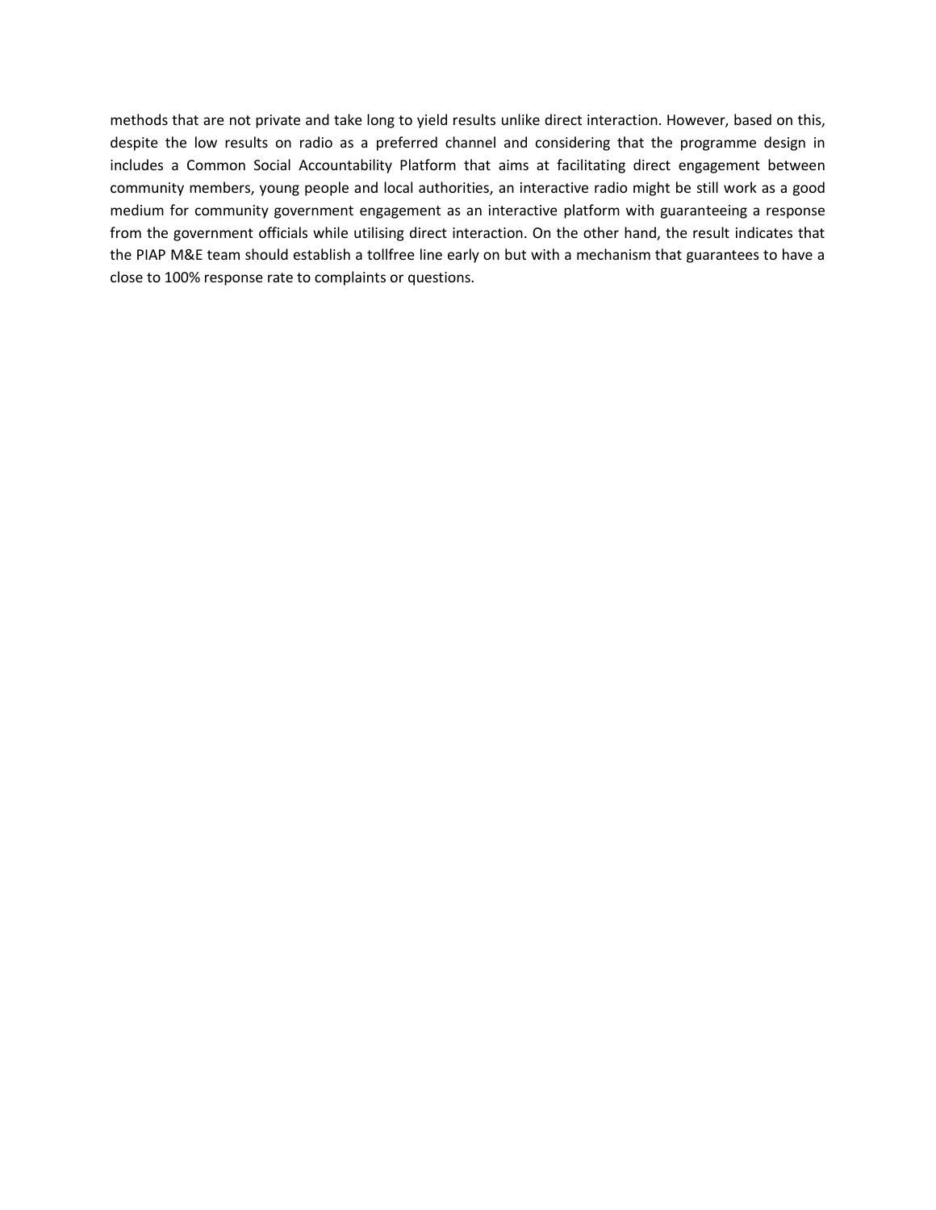methods that are not private and take long to yield results unlike direct interaction. However, based on this, despite the low results on radio as a preferred channel and considering that the programme design in includes a Common Social Accountability Platform that aims at facilitating direct engagement between community members, young people and local authorities, an interactive radio might be still work as a good medium for community government engagement as an interactive platform with guaranteeing a response from the government officials while utilising direct interaction. On the other hand, the result indicates that the PIAP M&E team should establish a tollfree line early on but with a mechanism that guarantees to have a close to 100% response rate to complaints or questions.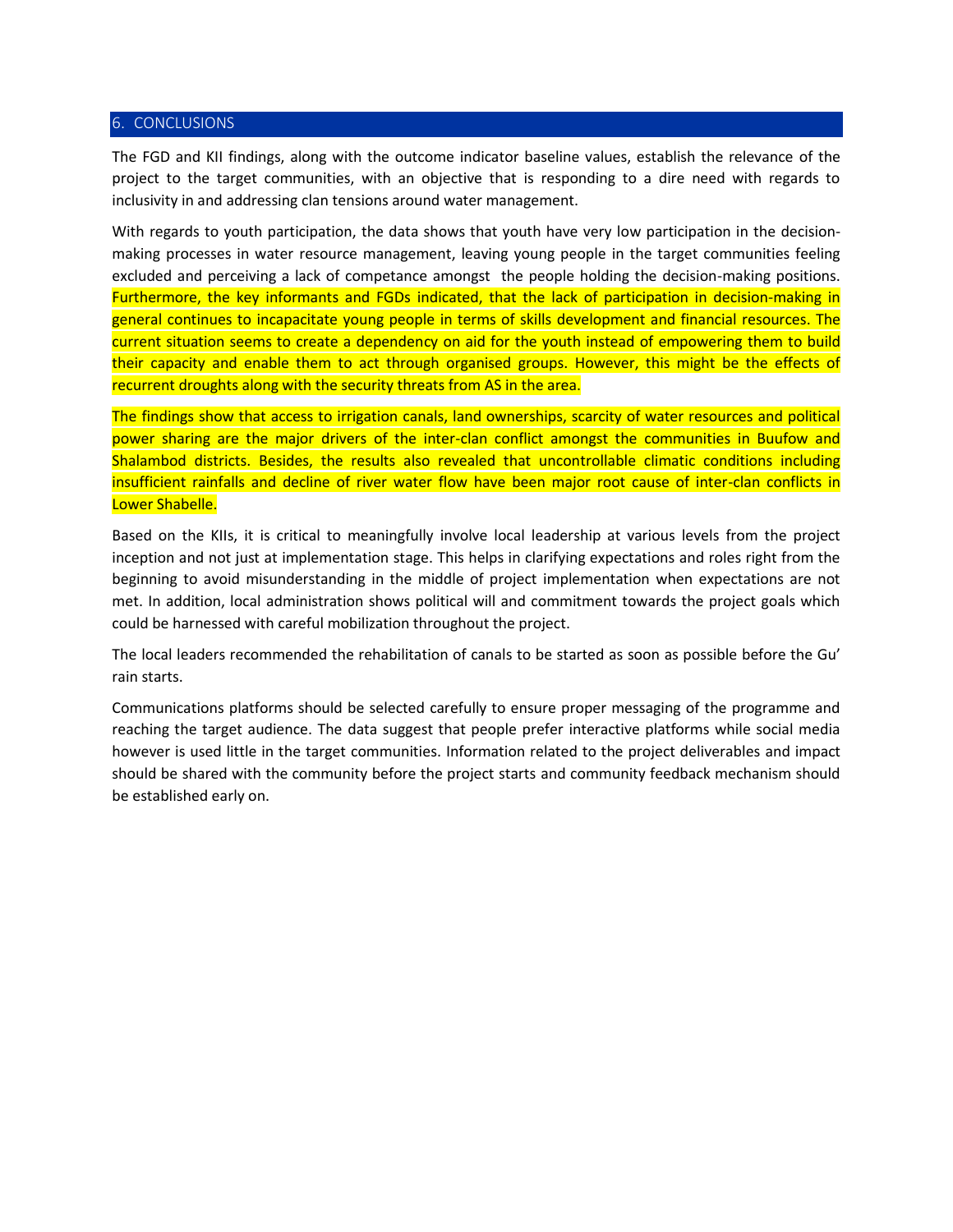## 6. CONCLUSIONS

The FGD and KII findings, along with the outcome indicator baseline values, establish the relevance of the project to the target communities, with an objective that is responding to a dire need with regards to inclusivity in and addressing clan tensions around water management.

With regards to youth participation, the data shows that youth have very low participation in the decision-making processes in water resource management, leaving young people in the target communities feeling excluded and perceiving a lack of competance amongst the people holding the decision-making positions. Furthermore, the key informants and FGDs indicated, that the lack of participation in decision-making in general continues to incapacitate young people in terms of skills development and financial resources. The current situation seems to create a dependency on aid for the youth instead of empowering them to build their capacity and enable them to act through organised groups. However, this might be the effects of recurrent droughts along with the security threats from AS in the area.

The findings show that access to irrigation canals, land ownerships, scarcity of water resources and political power sharing are the major drivers of the inter-clan conflict amongst the communities in Buufow and Shalambod districts. Besides, the results also revealed that uncontrollable climatic conditions including insufficient rainfalls and decline of river water flow have been major root cause of inter-clan conflicts in Lower Shabelle.

Based on the KIIs, it is critical to meaningfully involve local leadership at various levels from the project inception and not just at implementation stage. This helps in clarifying expectations and roles right from the beginning to avoid misunderstanding in the middle of project implementation when expectations are not met. In addition, local administration shows political will and commitment towards the project goals which could be harnessed with careful mobilization throughout the project.

The local leaders recommended the rehabilitation of canals to be started as soon as possible before the Gu' rain starts.

Communications platforms should be selected carefully to ensure proper messaging of the programme and reaching the target audience. The data suggest that people prefer interactive platforms while social media however is used little in the target communities. Information related to the project deliverables and impact should be shared with the community before the project starts and community feedback mechanism should be established early on.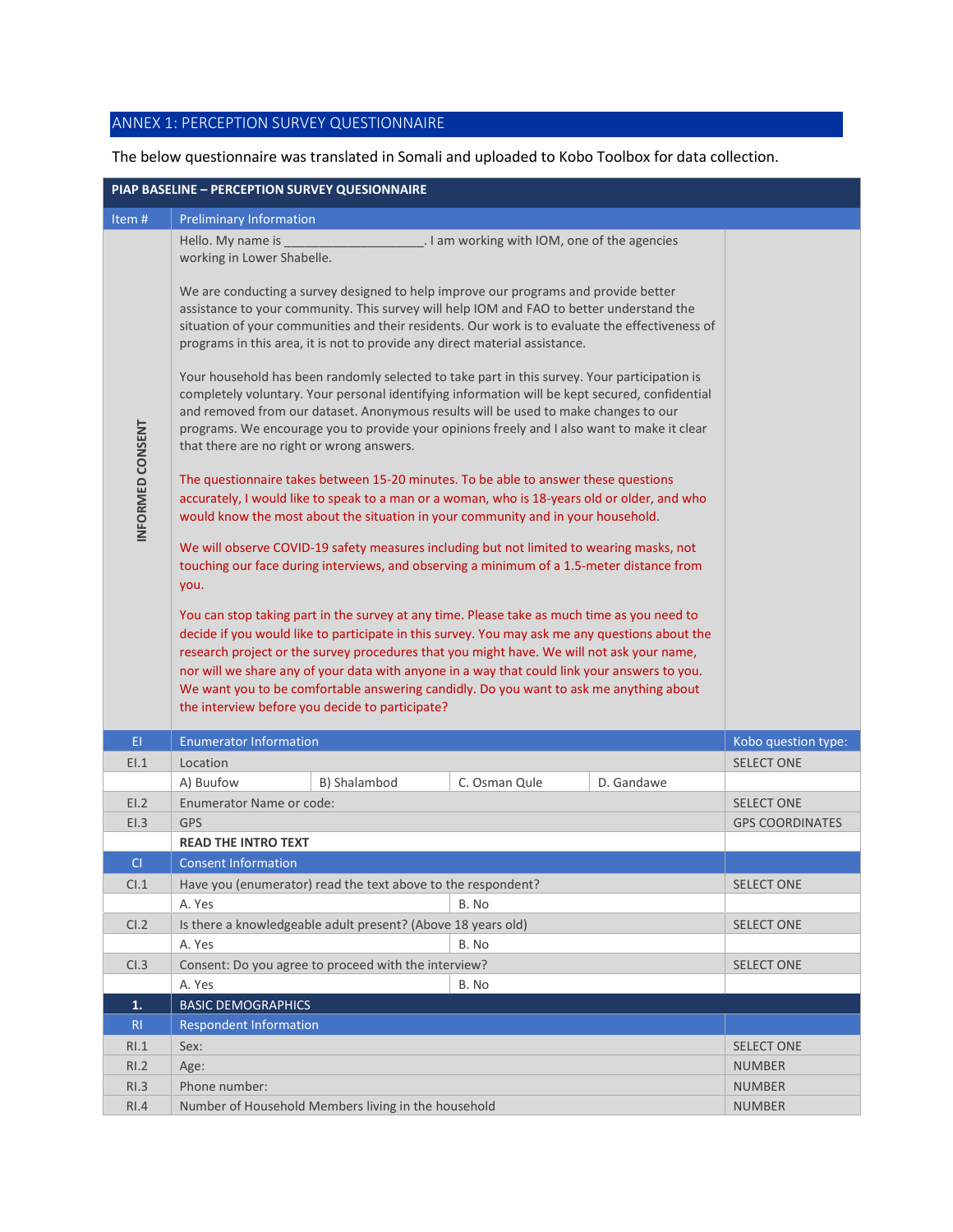## ANNEX 1: PERCEPTION SURVEY QUESTIONNAIRE

The below questionnaire was translated in Somali and uploaded to Kobo Toolbox for data collection.

| PIAP BASELINE – PERCEPTION SURVEY QUESIONNAIRE | | | | | |
|---|---|---|---|---|---|
| **Item #** | **Preliminary Information** | | | | |
| INFORMED CONSENT | Hello. My name is ____________________. I am working with IOM, one of the agencies working in Lower Shabelle.<br><br>We are conducting a survey designed to help improve our programs and provide better assistance to your community. This survey will help IOM and FAO to better understand the situation of your communities and their residents. Our work is to evaluate the effectiveness of programs in this area, it is not to provide any direct material assistance.<br><br>Your household has been randomly selected to take part in this survey. Your participation is completely voluntary. Your personal identifying information will be kept secured, confidential and removed from our dataset. Anonymous results will be used to make changes to our programs. We encourage you to provide your opinions freely and I also want to make it clear that there are no right or wrong answers.<br><br>The questionnaire takes between 15-20 minutes. To be able to answer these questions accurately, I would like to speak to a man or a woman, who is 18-years old or older, and who would know the most about the situation in your community and in your household.<br><br>We will observe COVID-19 safety measures including but not limited to wearing masks, not touching our face during interviews, and observing a minimum of a 1.5-meter distance from you.<br><br>You can stop taking part in the survey at any time. Please take as much time as you need to decide if you would like to participate in this survey. You may ask me any questions about the research project or the survey procedures that you might have. We will not ask your name, nor will we share any of your data with anyone in a way that could link your answers to you. We want you to be comfortable answering candidly. Do you want to ask me anything about the interview before you decide to participate? | | | | |
| **EI** | **Enumerator Information** | | | | **Kobo question type:** |
| EI.1 | Location | | | | SELECT ONE |
| | A) Buufow | B) Shalambod | C. Osman Qule | D. Gandawe | |
| EI.2 | Enumerator Name or code: | | | | SELECT ONE |
| EI.3 | GPS | | | | GPS COORDINATES |
| | **READ THE INTRO TEXT** | | | | |
| **CI** | **Consent Information** | | | | |
| CI.1 | Have you (enumerator) read the text above to the respondent? | | | | SELECT ONE |
| | A. Yes | | B. No | | |
| CI.2 | Is there a knowledgeable adult present? (Above 18 years old) | | | | SELECT ONE |
| | A. Yes | | B. No | | |
| CI.3 | Consent: Do you agree to proceed with the interview? | | | | SELECT ONE |
| | A. Yes | | B. No | | |
| **1.** | **BASIC DEMOGRAPHICS** | | | | |
| **RI** | **Respondent Information** | | | | |
| RI.1 | Sex: | | | | SELECT ONE |
| RI.2 | Age: | | | | NUMBER |
| RI.3 | Phone number: | | | | NUMBER |
| RI.4 | Number of Household Members living in the household | | | | NUMBER |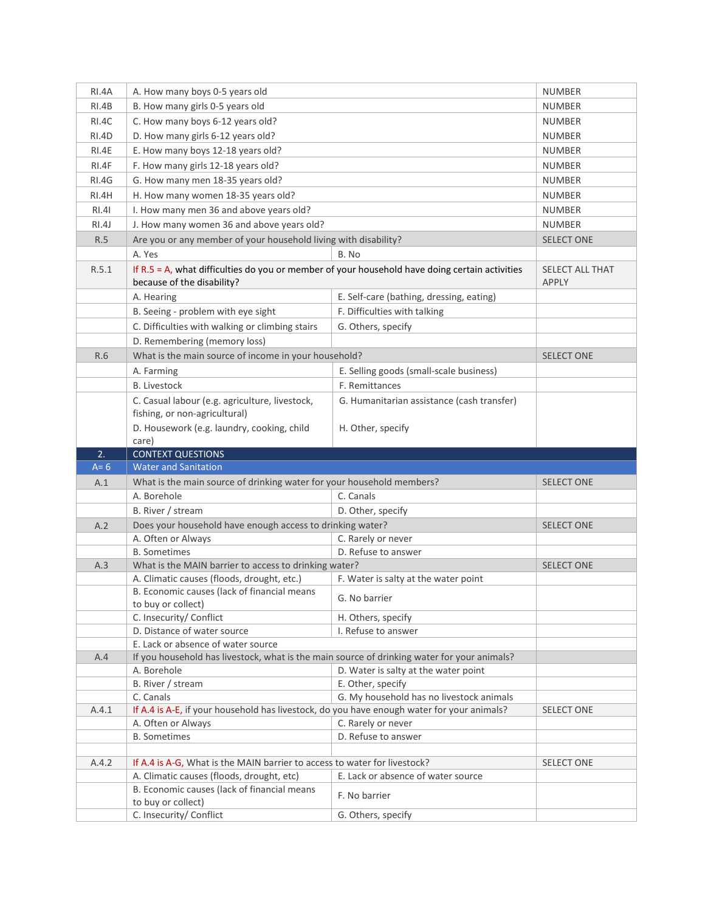| | | | |
|---|---|---|---|
| RI.4A | A. How many boys 0-5 years old | | NUMBER |
| RI.4B | B. How many girls 0-5 years old | | NUMBER |
| RI.4C | C. How many boys 6-12 years old? | | NUMBER |
| RI.4D | D. How many girls 6-12 years old? | | NUMBER |
| RI.4E | E. How many boys 12-18 years old? | | NUMBER |
| RI.4F | F. How many girls 12-18 years old? | | NUMBER |
| RI.4G | G. How many men 18-35 years old? | | NUMBER |
| RI.4H | H. How many women 18-35 years old? | | NUMBER |
| RI.4I | I. How many men 36 and above years old? | | NUMBER |
| RI.4J | J. How many women 36 and above years old? | | NUMBER |
| R.5 | Are you or any member of your household living with disability? | | SELECT ONE |
| | A. Yes | B. No | |
| R.5.1 | If R.5 = A, what difficulties do you or member of your household have doing certain activities because of the disability? | | SELECT ALL THAT APPLY |
| | A. Hearing | E. Self-care (bathing, dressing, eating) | |
| | B. Seeing - problem with eye sight | F. Difficulties with talking | |
| | C. Difficulties with walking or climbing stairs | G. Others, specify | |
| | D. Remembering (memory loss) | | |
| R.6 | What is the main source of income in your household? | | SELECT ONE |
| | A. Farming | E. Selling goods (small-scale business) | |
| | B. Livestock | F. Remittances | |
| | C. Casual labour (e.g. agriculture, livestock, fishing, or non-agricultural) | G. Humanitarian assistance (cash transfer) | |
| | D. Housework (e.g. laundry, cooking, child care) | H. Other, specify | |
| **2.** | **CONTEXT QUESTIONS** | | |
| **A= 6** | **Water and Sanitation** | | |
| A.1 | What is the main source of drinking water for your household members? | | SELECT ONE |
| | A. Borehole | C. Canals | |
| | B. River / stream | D. Other, specify | |
| A.2 | Does your household have enough access to drinking water? | | SELECT ONE |
| | A. Often or Always | C. Rarely or never | |
| | B. Sometimes | D. Refuse to answer | |
| A.3 | What is the MAIN barrier to access to drinking water? | | SELECT ONE |
| | A. Climatic causes (floods, drought, etc.) | F. Water is salty at the water point | |
| | B. Economic causes (lack of financial means to buy or collect) | G. No barrier | |
| | C. Insecurity/ Conflict | H. Others, specify | |
| | D. Distance of water source | I. Refuse to answer | |
| | E. Lack or absence of water source | | |
| A.4 | If you household has livestock, what is the main source of drinking water for your animals? | | |
| | A. Borehole | D. Water is salty at the water point | |
| | B. River / stream | E. Other, specify | |
| | C. Canals | G. My household has no livestock animals | |
| A.4.1 | If A.4 is A-E, if your household has livestock, do you have enough water for your animals? | | SELECT ONE |
| | A. Often or Always | C. Rarely or never | |
| | B. Sometimes | D. Refuse to answer | |
| | | | |
| A.4.2 | If A.4 is A-G, What is the MAIN barrier to access to water for livestock? | | SELECT ONE |
| | A. Climatic causes (floods, drought, etc) | E. Lack or absence of water source | |
| | B. Economic causes (lack of financial means to buy or collect) | F. No barrier | |
| | C. Insecurity/ Conflict | G. Others, specify | |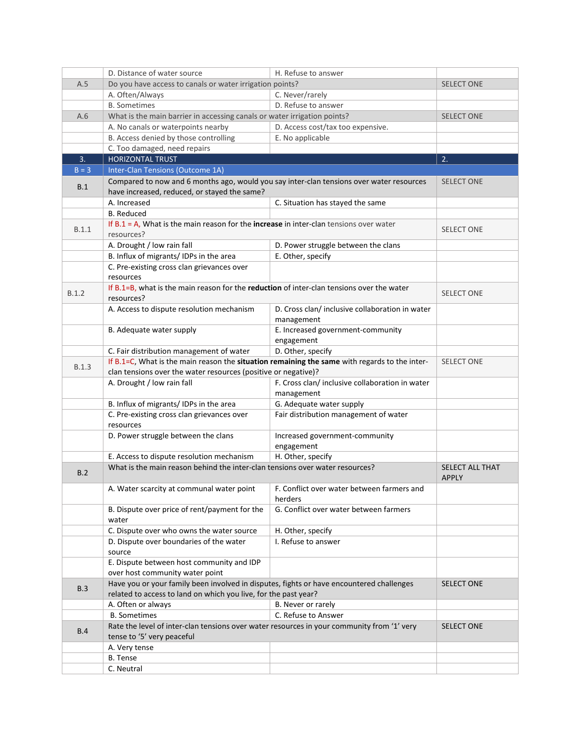| | | | |
|---|---|---|---|
| | D. Distance of water source | H. Refuse to answer | |
| A.5 | Do you have access to canals or water irrigation points? | | SELECT ONE |
| | A. Often/Always | C. Never/rarely | |
| | B. Sometimes | D. Refuse to answer | |
| A.6 | What is the main barrier in accessing canals or water irrigation points? | | SELECT ONE |
| | A. No canals or waterpoints nearby | D. Access cost/tax too expensive. | |
| | B. Access denied by those controlling | E. No applicable | |
| | C. Too damaged, need repairs | | |
| 3. | HORIZONTAL TRUST | | 2. |
| B = 3 | Inter-Clan Tensions (Outcome 1A) | | |
| B.1 | Compared to now and 6 months ago, would you say inter-clan tensions over water resources have increased, reduced, or stayed the same? | | SELECT ONE |
| | A. Increased | C. Situation has stayed the same | |
| | B. Reduced | | |
| B.1.1 | If B.1 = A, What is the main reason for the **increase** in inter-clan tensions over water resources? | | SELECT ONE |
| | A. Drought / low rain fall | D. Power struggle between the clans | |
| | B. Influx of migrants/ IDPs in the area | E. Other, specify | |
| | C. Pre-existing cross clan grievances over resources | | |
| B.1.2 | If B.1=B, what is the main reason for the **reduction** of inter-clan tensions over the water resources? | | SELECT ONE |
| | A. Access to dispute resolution mechanism | D. Cross clan/ inclusive collaboration in water management | |
| | B. Adequate water supply | E. Increased government-community engagement | |
| | C. Fair distribution management of water | D. Other, specify | |
| B.1.3 | If B.1=C, What is the main reason the **situation remaining the same** with regards to the inter-clan tensions over the water resources (positive or negative)? | | SELECT ONE |
| | A. Drought / low rain fall | F. Cross clan/ inclusive collaboration in water management | |
| | B. Influx of migrants/ IDPs in the area | G. Adequate water supply | |
| | C. Pre-existing cross clan grievances over resources | Fair distribution management of water | |
| | D. Power struggle between the clans | Increased government-community engagement | |
| | E. Access to dispute resolution mechanism | H. Other, specify | |
| B.2 | What is the main reason behind the inter-clan tensions over water resources? | | SELECT ALL THAT APPLY |
| | A. Water scarcity at communal water point | F. Conflict over water between farmers and herders | |
| | B. Dispute over price of rent/payment for the water | G. Conflict over water between farmers | |
| | C. Dispute over who owns the water source | H. Other, specify | |
| | D. Dispute over boundaries of the water source | I. Refuse to answer | |
| | E. Dispute between host community and IDP over host community water point | | |
| B.3 | Have you or your family been involved in disputes, fights or have encountered challenges related to access to land on which you live, for the past year? | | SELECT ONE |
| | A. Often or always | B. Never or rarely | |
| | B. Sometimes | C. Refuse to Answer | |
| B.4 | Rate the level of inter-clan tensions over water resources in your community from '1' very tense to '5' very peaceful | | SELECT ONE |
| | A. Very tense | | |
| | B. Tense | | |
| | C. Neutral | | |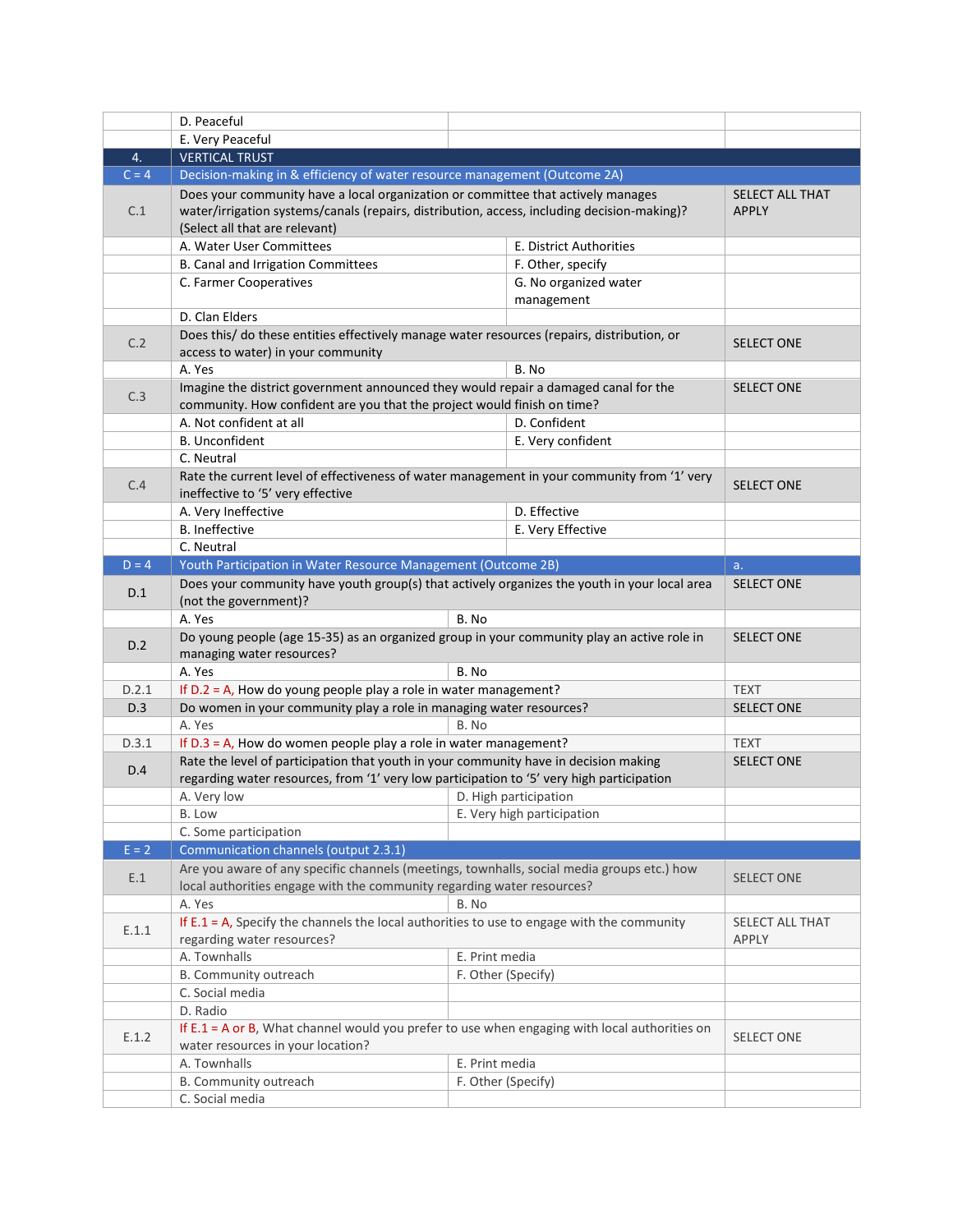|  |  |  |  |
|---|---|---|---|
|  | D. Peaceful |  |  |
|  | E. Very Peaceful |  |  |
| 4. | VERTICAL TRUST |  |  |
| C = 4 | Decision-making in & efficiency of water resource management (Outcome 2A) |  |  |
| C.1 | Does your community have a local organization or committee that actively manages water/irrigation systems/canals (repairs, distribution, access, including decision-making)? (Select all that are relevant) |  | SELECT ALL THAT APPLY |
|  | A. Water User Committees | E. District Authorities |  |
|  | B. Canal and Irrigation Committees | F. Other, specify |  |
|  | C. Farmer Cooperatives | G. No organized water management |  |
|  | D. Clan Elders |  |  |
| C.2 | Does this/ do these entities effectively manage water resources (repairs, distribution, or access to water) in your community |  | SELECT ONE |
|  | A. Yes | B. No |  |
| C.3 | Imagine the district government announced they would repair a damaged canal for the community. How confident are you that the project would finish on time? |  | SELECT ONE |
|  | A. Not confident at all | D. Confident |  |
|  | B. Unconfident | E. Very confident |  |
|  | C. Neutral |  |  |
| C.4 | Rate the current level of effectiveness of water management in your community from '1' very ineffective to '5' very effective |  | SELECT ONE |
|  | A. Very Ineffective | D. Effective |  |
|  | B. Ineffective | E. Very Effective |  |
|  | C. Neutral |  |  |
| D = 4 | Youth Participation in Water Resource Management (Outcome 2B) |  | a. |
| D.1 | Does your community have youth group(s) that actively organizes the youth in your local area (not the government)? |  | SELECT ONE |
|  | A. Yes | B. No |  |
| D.2 | Do young people (age 15-35) as an organized group in your community play an active role in managing water resources? |  | SELECT ONE |
|  | A. Yes | B. No |  |
| D.2.1 | If D.2 = A, How do young people play a role in water management? |  | TEXT |
| D.3 | Do women in your community play a role in managing water resources? |  | SELECT ONE |
|  | A. Yes | B. No |  |
| D.3.1 | If D.3 = A, How do women people play a role in water management? |  | TEXT |
| D.4 | Rate the level of participation that youth in your community have in decision making regarding water resources, from '1' very low participation to '5' very high participation |  | SELECT ONE |
|  | A. Very low | D. High participation |  |
|  | B. Low | E. Very high participation |  |
|  | C. Some participation |  |  |
| E = 2 | Communication channels (output 2.3.1) |  |  |
| E.1 | Are you aware of any specific channels (meetings, townhalls, social media groups etc.) how local authorities engage with the community regarding water resources? |  | SELECT ONE |
|  | A. Yes | B. No |  |
| E.1.1 | If E.1 = A, Specify the channels the local authorities to use to engage with the community regarding water resources? |  | SELECT ALL THAT APPLY |
|  | A. Townhalls | E. Print media |  |
|  | B. Community outreach | F. Other (Specify) |  |
|  | C. Social media |  |  |
|  | D. Radio |  |  |
| E.1.2 | If E.1 = A or B, What channel would you prefer to use when engaging with local authorities on water resources in your location? |  | SELECT ONE |
|  | A. Townhalls | E. Print media |  |
|  | B. Community outreach | F. Other (Specify) |  |
|  | C. Social media |  |  |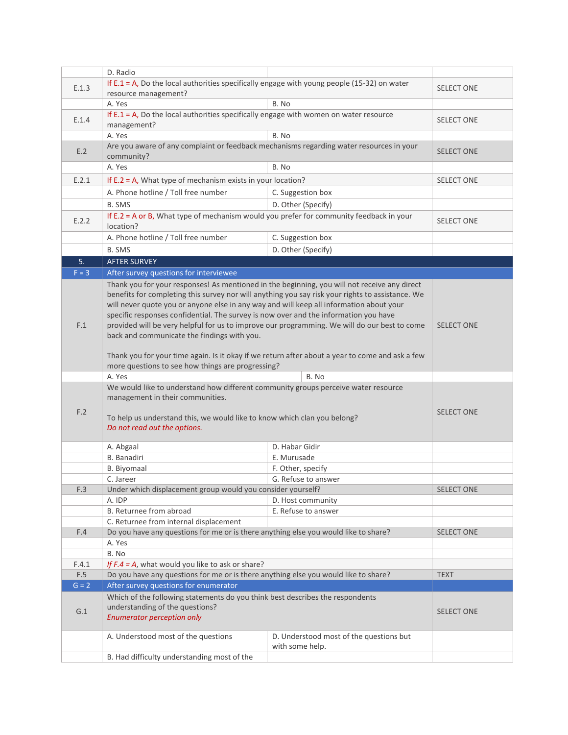| | | | |
|---|---|---|---|
| | D. Radio | | |
| E.1.3 | If E.1 = A, Do the local authorities specifically engage with young people (15-32) on water resource management? | | SELECT ONE |
| | A. Yes | B. No | |
| E.1.4 | If E.1 = A, Do the local authorities specifically engage with women on water resource management? | | SELECT ONE |
| | A. Yes | B. No | |
| E.2 | Are you aware of any complaint or feedback mechanisms regarding water resources in your community? | | SELECT ONE |
| | A. Yes | B. No | |
| E.2.1 | If E.2 = A, What type of mechanism exists in your location? | | SELECT ONE |
| | A. Phone hotline / Toll free number | C. Suggestion box | |
| | B. SMS | D. Other (Specify) | |
| E.2.2 | If E.2 = A or B, What type of mechanism would you prefer for community feedback in your location? | | SELECT ONE |
| | A. Phone hotline / Toll free number | C. Suggestion box | |
| | B. SMS | D. Other (Specify) | |
| 5. | AFTER SURVEY | | |
| F = 3 | After survey questions for interviewee | | |
| F.1 | Thank you for your responses! As mentioned in the beginning, you will not receive any direct benefits for completing this survey nor will anything you say risk your rights to assistance. We will never quote you or anyone else in any way and will keep all information about your specific responses confidential. The survey is now over and the information you have provided will be very helpful for us to improve our programming. We will do our best to come back and communicate the findings with you.<br><br>Thank you for your time again. Is it okay if we return after about a year to come and ask a few more questions to see how things are progressing? | | SELECT ONE |
| | A. Yes | B. No | |
| F.2 | We would like to understand how different community groups perceive water resource management in their communities.<br><br>To help us understand this, we would like to know which clan you belong?<br>*Do not read out the options.* | | SELECT ONE |
| | A. Abgaal | D. Habar Gidir | |
| | B. Banadiri | E. Murusade | |
| | B. Biyomaal | F. Other, specify | |
| | C. Jareer | G. Refuse to answer | |
| F.3 | Under which displacement group would you consider yourself? | | SELECT ONE |
| | A. IDP | D. Host community | |
| | B. Returnee from abroad | E. Refuse to answer | |
| | C. Returnee from internal displacement | | |
| F.4 | Do you have any questions for me or is there anything else you would like to share? | | SELECT ONE |
| | A. Yes | | |
| | B. No | | |
| F.4.1 | *If F.4 = A*, what would you like to ask or share? | | |
| F.5 | Do you have any questions for me or is there anything else you would like to share? | | TEXT |
| G = 2 | After survey questions for enumerator | | |
| G.1 | Which of the following statements do you think best describes the respondents understanding of the questions?<br>*Enumerator perception only* | | SELECT ONE |
| | A. Understood most of the questions | D. Understood most of the questions but with some help. | |
| | B. Had difficulty understanding most of the | | |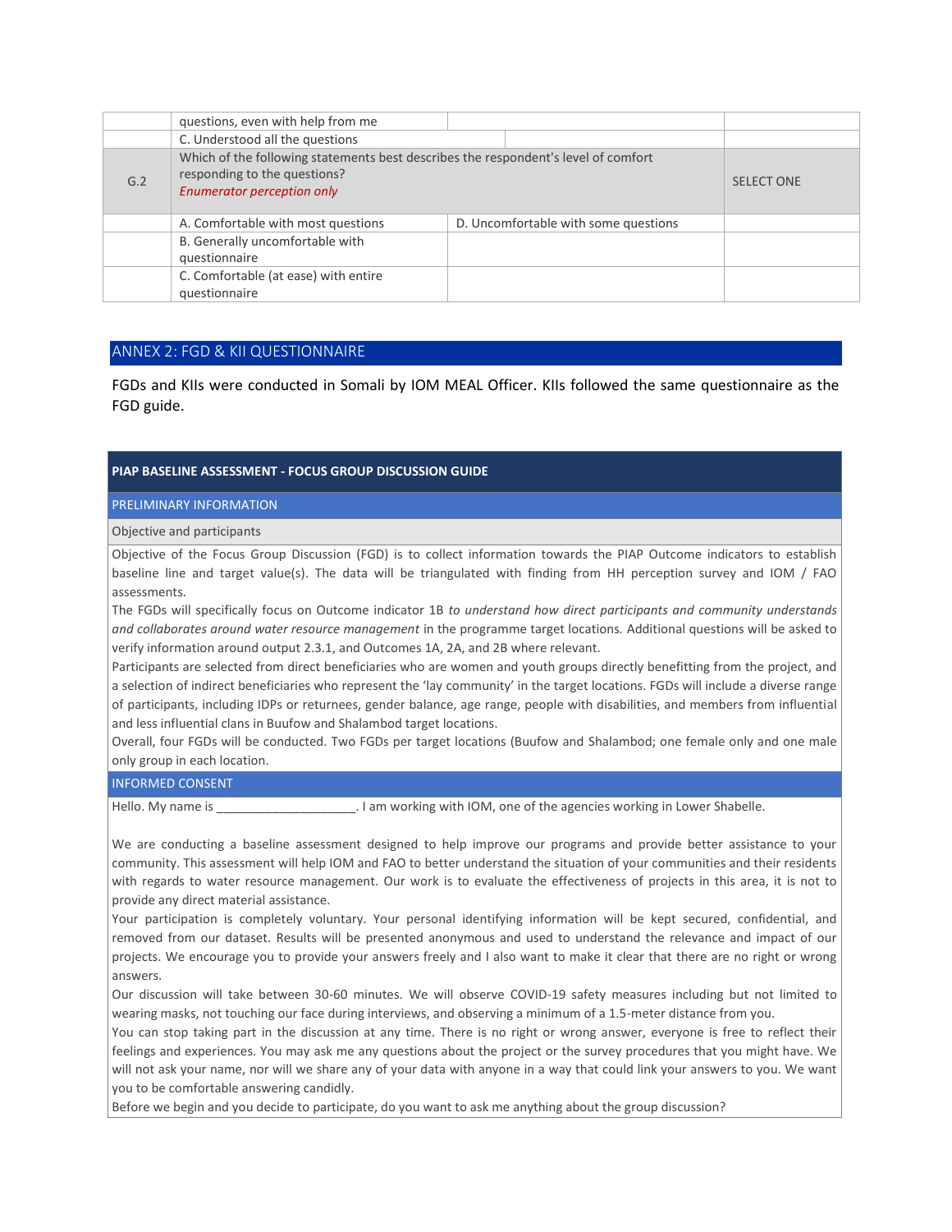|  | questions, even with help from me |  |  |
|---|---|---|---|
|  | C. Understood all the questions |  |  |
| G.2 | Which of the following statements best describes the respondent's level of comfort responding to the questions?<br>*Enumerator perception only* |  | SELECT ONE |
|  | A. Comfortable with most questions | D. Uncomfortable with some questions |  |
|  | B. Generally uncomfortable with questionnaire |  |  |
|  | C. Comfortable (at ease) with entire questionnaire |  |  |

## ANNEX 2: FGD & KII QUESTIONNAIRE

FGDs and KIIs were conducted in Somali by IOM MEAL Officer. KIIs followed the same questionnaire as the FGD guide.

### PIAP BASELINE ASSESSMENT - FOCUS GROUP DISCUSSION GUIDE

#### PRELIMINARY INFORMATION

**Objective and participants**

Objective of the Focus Group Discussion (FGD) is to collect information towards the PIAP Outcome indicators to establish baseline line and target value(s). The data will be triangulated with finding from HH perception survey and IOM / FAO assessments.

The FGDs will specifically focus on Outcome indicator 1B *to understand how direct participants and community understands and collaborates around water resource management* in the programme target locations. Additional questions will be asked to verify information around output 2.3.1, and Outcomes 1A, 2A, and 2B where relevant.

Participants are selected from direct beneficiaries who are women and youth groups directly benefitting from the project, and a selection of indirect beneficiaries who represent the 'lay community' in the target locations. FGDs will include a diverse range of participants, including IDPs or returnees, gender balance, age range, people with disabilities, and members from influential and less influential clans in Buufow and Shalambod target locations.

Overall, four FGDs will be conducted. Two FGDs per target locations (Buufow and Shalambod; one female only and one male only group in each location.

#### INFORMED CONSENT

Hello. My name is ____________________. I am working with IOM, one of the agencies working in Lower Shabelle.

We are conducting a baseline assessment designed to help improve our programs and provide better assistance to your community. This assessment will help IOM and FAO to better understand the situation of your communities and their residents with regards to water resource management. Our work is to evaluate the effectiveness of projects in this area, it is not to provide any direct material assistance.

Your participation is completely voluntary. Your personal identifying information will be kept secured, confidential, and removed from our dataset. Results will be presented anonymous and used to understand the relevance and impact of our projects. We encourage you to provide your answers freely and I also want to make it clear that there are no right or wrong answers.

Our discussion will take between 30-60 minutes. We will observe COVID-19 safety measures including but not limited to wearing masks, not touching our face during interviews, and observing a minimum of a 1.5-meter distance from you.

You can stop taking part in the discussion at any time. There is no right or wrong answer, everyone is free to reflect their feelings and experiences. You may ask me any questions about the project or the survey procedures that you might have. We will not ask your name, nor will we share any of your data with anyone in a way that could link your answers to you. We want you to be comfortable answering candidly.

Before we begin and you decide to participate, do you want to ask me anything about the group discussion?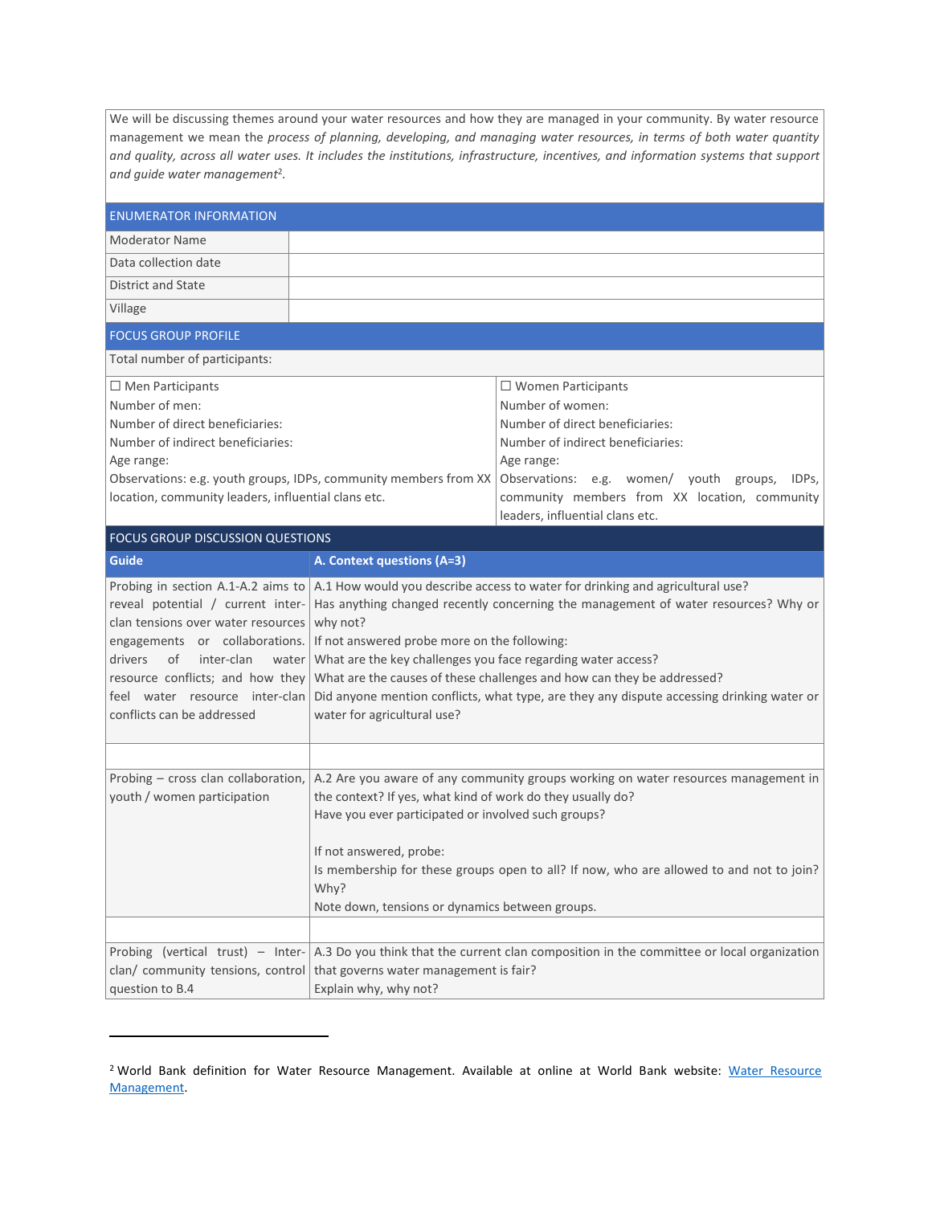We will be discussing themes around your water resources and how they are managed in your community. By water resource management we mean the *process of planning, developing, and managing water resources, in terms of both water quantity and quality, across all water uses. It includes the institutions, infrastructure, incentives, and information systems that support and guide water management*[2].

| ENUMERATOR INFORMATION | |
|---|---|
| Moderator Name | |
| Data collection date | |
| District and State | |
| Village | |

| FOCUS GROUP PROFILE | |
|---|---|
| Total number of participants: | |
| ☐ Men Participants<br>Number of men:<br>Number of direct beneficiaries:<br>Number of indirect beneficiaries:<br>Age range:<br>Observations: e.g. youth groups, IDPs, community members from XX location, community leaders, influential clans etc. | ☐ Women Participants<br>Number of women:<br>Number of direct beneficiaries:<br>Number of indirect beneficiaries:<br>Age range:<br>Observations: e.g. women/ youth groups, IDPs, community members from XX location, community leaders, influential clans etc. |

| FOCUS GROUP DISCUSSION QUESTIONS | |
|---|---|
| **Guide** | **A. Context questions (A=3)** |
| Probing in section A.1-A.2 aims to reveal potential / current inter-clan tensions over water resources engagements or collaborations. drivers of inter-clan water resource conflicts; and how they feel water resource inter-clan conflicts can be addressed | A.1 How would you describe access to water for drinking and agricultural use?<br>Has anything changed recently concerning the management of water resources? Why or why not?<br>If not answered probe more on the following:<br>What are the key challenges you face regarding water access?<br>What are the causes of these challenges and how can they be addressed?<br>Did anyone mention conflicts, what type, are they any dispute accessing drinking water or water for agricultural use? |
| | |
| Probing – cross clan collaboration, youth / women participation | A.2 Are you aware of any community groups working on water resources management in the context? If yes, what kind of work do they usually do?<br>Have you ever participated or involved such groups?<br><br>If not answered, probe:<br>Is membership for these groups open to all? If now, who are allowed to and not to join? Why?<br>Note down, tensions or dynamics between groups. |
| | |
| Probing (vertical trust) – Inter-clan/ community tensions, control question to B.4 | A.3 Do you think that the current clan composition in the committee or local organization that governs water management is fair?<br>Explain why, why not? |

[2] World Bank definition for Water Resource Management. Available at online at World Bank website: Water Resource Management.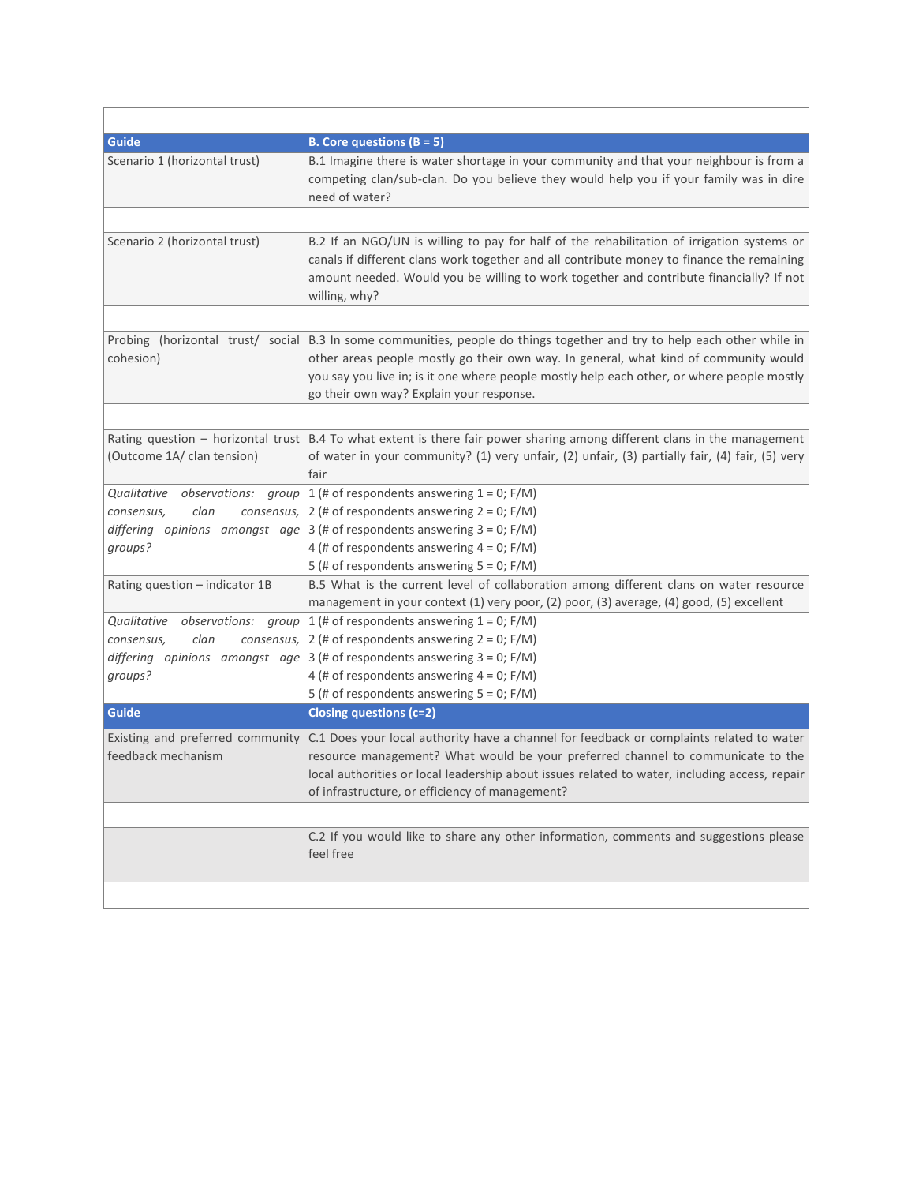| | |
|---|---|
| **Guide** | **B. Core questions (B = 5)** |
| Scenario 1 (horizontal trust) | B.1 Imagine there is water shortage in your community and that your neighbour is from a competing clan/sub-clan. Do you believe they would help you if your family was in dire need of water? |
| | |
| Scenario 2 (horizontal trust) | B.2 If an NGO/UN is willing to pay for half of the rehabilitation of irrigation systems or canals if different clans work together and all contribute money to finance the remaining amount needed. Would you be willing to work together and contribute financially? If not willing, why? |
| | |
| Probing (horizontal trust/ social cohesion) | B.3 In some communities, people do things together and try to help each other while in other areas people mostly go their own way. In general, what kind of community would you say you live in; is it one where people mostly help each other, or where people mostly go their own way? Explain your response. |
| | |
| Rating question – horizontal trust (Outcome 1A/ clan tension) | B.4 To what extent is there fair power sharing among different clans in the management of water in your community? (1) very unfair, (2) unfair, (3) partially fair, (4) fair, (5) very fair |
| *Qualitative observations: group consensus, clan consensus, differing opinions amongst age groups?* | 1 (# of respondents answering 1 = 0; F/M)<br>2 (# of respondents answering 2 = 0; F/M)<br>3 (# of respondents answering 3 = 0; F/M)<br>4 (# of respondents answering 4 = 0; F/M)<br>5 (# of respondents answering 5 = 0; F/M) |
| Rating question – indicator 1B | B.5 What is the current level of collaboration among different clans on water resource management in your context (1) very poor, (2) poor, (3) average, (4) good, (5) excellent |
| *Qualitative observations: group consensus, clan consensus, differing opinions amongst age groups?* | 1 (# of respondents answering 1 = 0; F/M)<br>2 (# of respondents answering 2 = 0; F/M)<br>3 (# of respondents answering 3 = 0; F/M)<br>4 (# of respondents answering 4 = 0; F/M)<br>5 (# of respondents answering 5 = 0; F/M) |
| **Guide** | **Closing questions (c=2)** |
| Existing and preferred community feedback mechanism | C.1 Does your local authority have a channel for feedback or complaints related to water resource management? What would be your preferred channel to communicate to the local authorities or local leadership about issues related to water, including access, repair of infrastructure, or efficiency of management? |
| | |
| | C.2 If you would like to share any other information, comments and suggestions please feel free |
| | |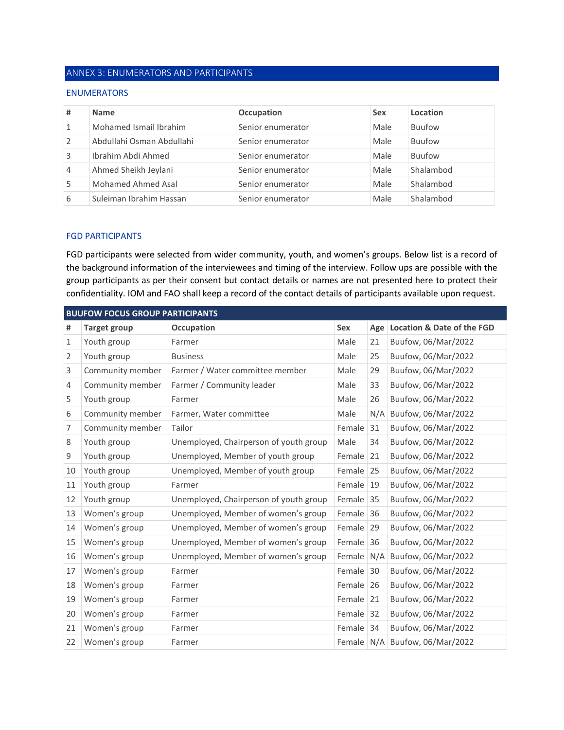## ANNEX 3: ENUMERATORS AND PARTICIPANTS

### ENUMERATORS

| # | Name | Occupation | Sex | Location |
|---|---|---|---|---|
| 1 | Mohamed Ismail Ibrahim | Senior enumerator | Male | Buufow |
| 2 | Abdullahi Osman Abdullahi | Senior enumerator | Male | Buufow |
| 3 | Ibrahim Abdi Ahmed | Senior enumerator | Male | Buufow |
| 4 | Ahmed Sheikh Jeylani | Senior enumerator | Male | Shalambod |
| 5 | Mohamed Ahmed Asal | Senior enumerator | Male | Shalambod |
| 6 | Suleiman Ibrahim Hassan | Senior enumerator | Male | Shalambod |

### FGD PARTICIPANTS

FGD participants were selected from wider community, youth, and women's groups. Below list is a record of the background information of the interviewees and timing of the interview. Follow ups are possible with the group participants as per their consent but contact details or names are not presented here to protect their confidentiality. IOM and FAO shall keep a record of the contact details of participants available upon request.

| **BUUFOW FOCUS GROUP PARTICIPANTS** | | | | | |
|---|---|---|---|---|---|
| **#** | **Target group** | **Occupation** | **Sex** | **Age** | **Location & Date of the FGD** |
| 1 | Youth group | Farmer | Male | 21 | Buufow, 06/Mar/2022 |
| 2 | Youth group | Business | Male | 25 | Buufow, 06/Mar/2022 |
| 3 | Community member | Farmer / Water committee member | Male | 29 | Buufow, 06/Mar/2022 |
| 4 | Community member | Farmer / Community leader | Male | 33 | Buufow, 06/Mar/2022 |
| 5 | Youth group | Farmer | Male | 26 | Buufow, 06/Mar/2022 |
| 6 | Community member | Farmer, Water committee | Male | N/A | Buufow, 06/Mar/2022 |
| 7 | Community member | Tailor | Female | 31 | Buufow, 06/Mar/2022 |
| 8 | Youth group | Unemployed, Chairperson of youth group | Male | 34 | Buufow, 06/Mar/2022 |
| 9 | Youth group | Unemployed, Member of youth group | Female | 21 | Buufow, 06/Mar/2022 |
| 10 | Youth group | Unemployed, Member of youth group | Female | 25 | Buufow, 06/Mar/2022 |
| 11 | Youth group | Farmer | Female | 19 | Buufow, 06/Mar/2022 |
| 12 | Youth group | Unemployed, Chairperson of youth group | Female | 35 | Buufow, 06/Mar/2022 |
| 13 | Women's group | Unemployed, Member of women's group | Female | 36 | Buufow, 06/Mar/2022 |
| 14 | Women's group | Unemployed, Member of women's group | Female | 29 | Buufow, 06/Mar/2022 |
| 15 | Women's group | Unemployed, Member of women's group | Female | 36 | Buufow, 06/Mar/2022 |
| 16 | Women's group | Unemployed, Member of women's group | Female | N/A | Buufow, 06/Mar/2022 |
| 17 | Women's group | Farmer | Female | 30 | Buufow, 06/Mar/2022 |
| 18 | Women's group | Farmer | Female | 26 | Buufow, 06/Mar/2022 |
| 19 | Women's group | Farmer | Female | 21 | Buufow, 06/Mar/2022 |
| 20 | Women's group | Farmer | Female | 32 | Buufow, 06/Mar/2022 |
| 21 | Women's group | Farmer | Female | 34 | Buufow, 06/Mar/2022 |
| 22 | Women's group | Farmer | Female | N/A | Buufow, 06/Mar/2022 |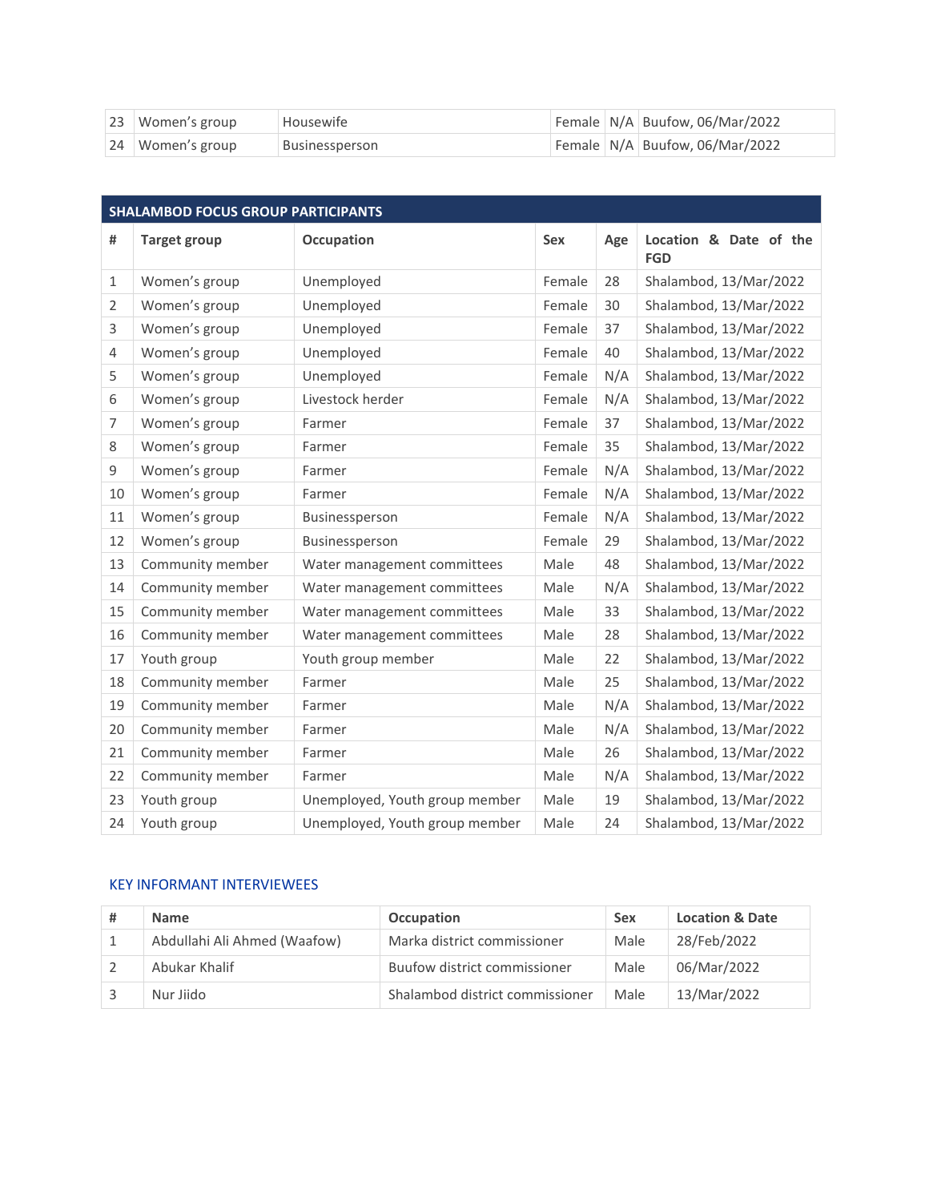| 23 | Women's group | Housewife | Female | N/A | Buufow, 06/Mar/2022 |
|---|---|---|---|---|---|
| 24 | Women's group | Businessperson | Female | N/A | Buufow, 06/Mar/2022 |

| SHALAMBOD FOCUS GROUP PARTICIPANTS | | | | | |
|---|---|---|---|---|---|
| **#** | **Target group** | **Occupation** | **Sex** | **Age** | **Location & Date of the FGD** |
| 1 | Women's group | Unemployed | Female | 28 | Shalambod, 13/Mar/2022 |
| 2 | Women's group | Unemployed | Female | 30 | Shalambod, 13/Mar/2022 |
| 3 | Women's group | Unemployed | Female | 37 | Shalambod, 13/Mar/2022 |
| 4 | Women's group | Unemployed | Female | 40 | Shalambod, 13/Mar/2022 |
| 5 | Women's group | Unemployed | Female | N/A | Shalambod, 13/Mar/2022 |
| 6 | Women's group | Livestock herder | Female | N/A | Shalambod, 13/Mar/2022 |
| 7 | Women's group | Farmer | Female | 37 | Shalambod, 13/Mar/2022 |
| 8 | Women's group | Farmer | Female | 35 | Shalambod, 13/Mar/2022 |
| 9 | Women's group | Farmer | Female | N/A | Shalambod, 13/Mar/2022 |
| 10 | Women's group | Farmer | Female | N/A | Shalambod, 13/Mar/2022 |
| 11 | Women's group | Businessperson | Female | N/A | Shalambod, 13/Mar/2022 |
| 12 | Women's group | Businessperson | Female | 29 | Shalambod, 13/Mar/2022 |
| 13 | Community member | Water management committees | Male | 48 | Shalambod, 13/Mar/2022 |
| 14 | Community member | Water management committees | Male | N/A | Shalambod, 13/Mar/2022 |
| 15 | Community member | Water management committees | Male | 33 | Shalambod, 13/Mar/2022 |
| 16 | Community member | Water management committees | Male | 28 | Shalambod, 13/Mar/2022 |
| 17 | Youth group | Youth group member | Male | 22 | Shalambod, 13/Mar/2022 |
| 18 | Community member | Farmer | Male | 25 | Shalambod, 13/Mar/2022 |
| 19 | Community member | Farmer | Male | N/A | Shalambod, 13/Mar/2022 |
| 20 | Community member | Farmer | Male | N/A | Shalambod, 13/Mar/2022 |
| 21 | Community member | Farmer | Male | 26 | Shalambod, 13/Mar/2022 |
| 22 | Community member | Farmer | Male | N/A | Shalambod, 13/Mar/2022 |
| 23 | Youth group | Unemployed, Youth group member | Male | 19 | Shalambod, 13/Mar/2022 |
| 24 | Youth group | Unemployed, Youth group member | Male | 24 | Shalambod, 13/Mar/2022 |

## KEY INFORMANT INTERVIEWEES

| # | Name | Occupation | Sex | Location & Date |
|---|---|---|---|---|
| 1 | Abdullahi Ali Ahmed (Waafow) | Marka district commissioner | Male | 28/Feb/2022 |
| 2 | Abukar Khalif | Buufow district commissioner | Male | 06/Mar/2022 |
| 3 | Nur Jiido | Shalambod district commissioner | Male | 13/Mar/2022 |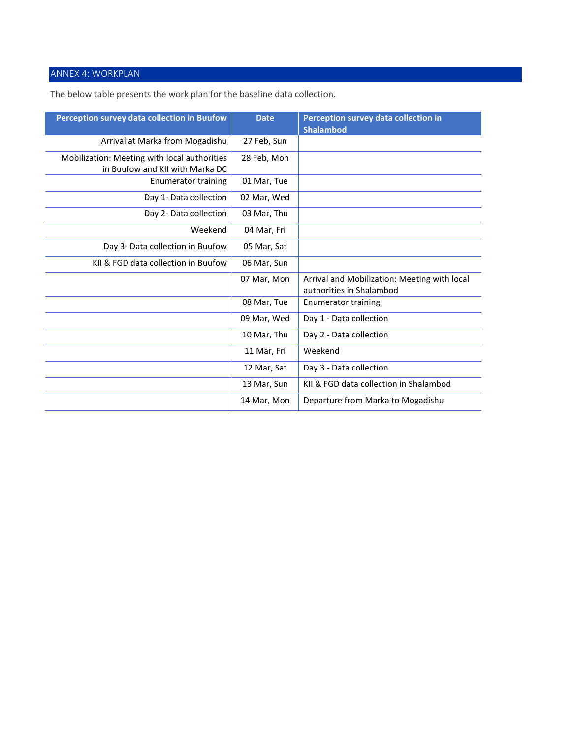## ANNEX 4: WORKPLAN

The below table presents the work plan for the baseline data collection.

| Perception survey data collection in Buufow | Date | Perception survey data collection in Shalambod |
|---|---|---|
| Arrival at Marka from Mogadishu | 27 Feb, Sun | |
| Mobilization: Meeting with local authorities in Buufow and KII with Marka DC | 28 Feb, Mon | |
| Enumerator training | 01 Mar, Tue | |
| Day 1- Data collection | 02 Mar, Wed | |
| Day 2- Data collection | 03 Mar, Thu | |
| Weekend | 04 Mar, Fri | |
| Day 3- Data collection in Buufow | 05 Mar, Sat | |
| KII & FGD data collection in Buufow | 06 Mar, Sun | |
| | 07 Mar, Mon | Arrival and Mobilization: Meeting with local authorities in Shalambod |
| | 08 Mar, Tue | Enumerator training |
| | 09 Mar, Wed | Day 1 - Data collection |
| | 10 Mar, Thu | Day 2 - Data collection |
| | 11 Mar, Fri | Weekend |
| | 12 Mar, Sat | Day 3 - Data collection |
| | 13 Mar, Sun | KII & FGD data collection in Shalambod |
| | 14 Mar, Mon | Departure from Marka to Mogadishu |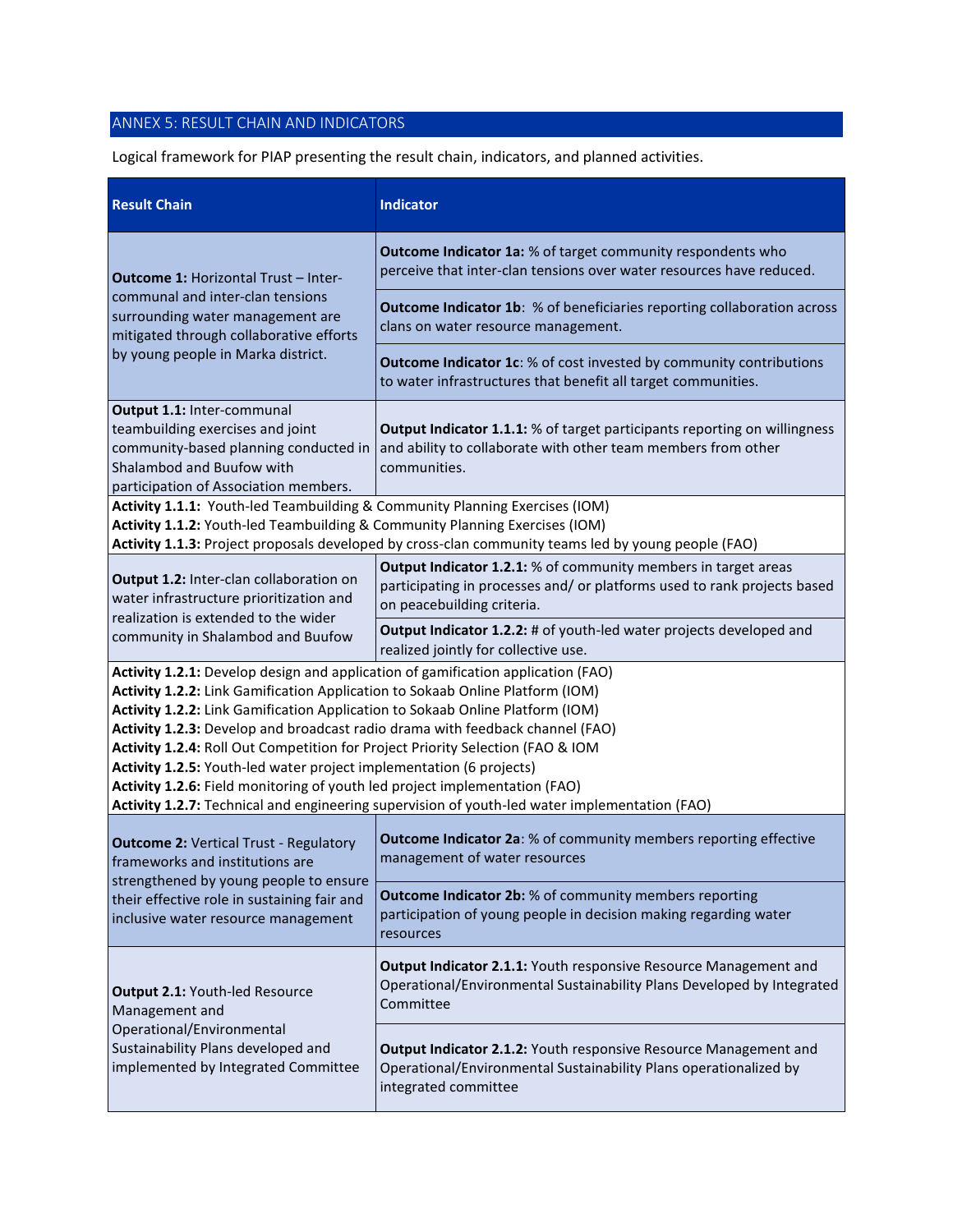## ANNEX 5: RESULT CHAIN AND INDICATORS

Logical framework for PIAP presenting the result chain, indicators, and planned activities.

| Result Chain | Indicator |
|---|---|
| **Outcome 1:** Horizontal Trust – Inter-communal and inter-clan tensions surrounding water management are mitigated through collaborative efforts by young people in Marka district. | **Outcome Indicator 1a:** % of target community respondents who perceive that inter-clan tensions over water resources have reduced. |
| | **Outcome Indicator 1b**: % of beneficiaries reporting collaboration across clans on water resource management. |
| | **Outcome Indicator 1c**: % of cost invested by community contributions to water infrastructures that benefit all target communities. |
| **Output 1.1:** Inter-communal teambuilding exercises and joint community-based planning conducted in Shalambod and Buufow with participation of Association members. | **Output Indicator 1.1.1:** % of target participants reporting on willingness and ability to collaborate with other team members from other communities. |
| **Activity 1.1.1:** Youth-led Teambuilding & Community Planning Exercises (IOM)<br>**Activity 1.1.2:** Youth-led Teambuilding & Community Planning Exercises (IOM)<br>**Activity 1.1.3:** Project proposals developed by cross-clan community teams led by young people (FAO) | |
| **Output 1.2:** Inter-clan collaboration on water infrastructure prioritization and realization is extended to the wider community in Shalambod and Buufow | **Output Indicator 1.2.1:** % of community members in target areas participating in processes and/ or platforms used to rank projects based on peacebuilding criteria. |
| | **Output Indicator 1.2.2:** # of youth-led water projects developed and realized jointly for collective use. |
| **Activity 1.2.1:** Develop design and application of gamification application (FAO)<br>**Activity 1.2.2:** Link Gamification Application to Sokaab Online Platform (IOM)<br>**Activity 1.2.2:** Link Gamification Application to Sokaab Online Platform (IOM)<br>**Activity 1.2.3:** Develop and broadcast radio drama with feedback channel (FAO)<br>**Activity 1.2.4:** Roll Out Competition for Project Priority Selection (FAO & IOM<br>**Activity 1.2.5:** Youth-led water project implementation (6 projects)<br>**Activity 1.2.6:** Field monitoring of youth led project implementation (FAO)<br>**Activity 1.2.7:** Technical and engineering supervision of youth-led water implementation (FAO) | |
| **Outcome 2:** Vertical Trust - Regulatory frameworks and institutions are strengthened by young people to ensure their effective role in sustaining fair and inclusive water resource management | **Outcome Indicator 2a**: % of community members reporting effective management of water resources |
| | **Outcome Indicator 2b:** % of community members reporting participation of young people in decision making regarding water resources |
| **Output 2.1:** Youth-led Resource Management and Operational/Environmental Sustainability Plans developed and implemented by Integrated Committee | **Output Indicator 2.1.1:** Youth responsive Resource Management and Operational/Environmental Sustainability Plans Developed by Integrated Committee |
| | **Output Indicator 2.1.2:** Youth responsive Resource Management and Operational/Environmental Sustainability Plans operationalized by integrated committee |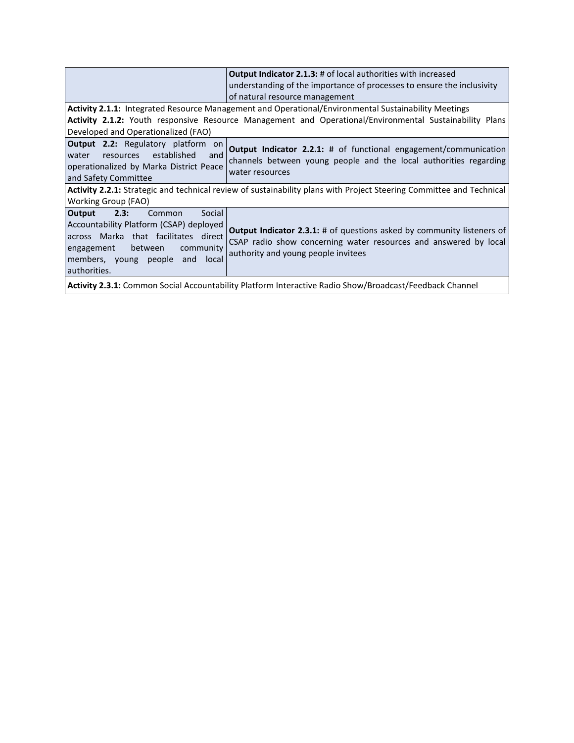| | |
|---|---|
| | **Output Indicator 2.1.3:** # of local authorities with increased understanding of the importance of processes to ensure the inclusivity of natural resource management |
| **Activity 2.1.1:** Integrated Resource Management and Operational/Environmental Sustainability Meetings<br>**Activity 2.1.2:** Youth responsive Resource Management and Operational/Environmental Sustainability Plans Developed and Operationalized (FAO) | |
| **Output 2.2:** Regulatory platform on water resources established and operationalized by Marka District Peace and Safety Committee | **Output Indicator 2.2.1:** # of functional engagement/communication channels between young people and the local authorities regarding water resources |
| **Activity 2.2.1:** Strategic and technical review of sustainability plans with Project Steering Committee and Technical Working Group (FAO) | |
| **Output 2.3:** Common Social Accountability Platform (CSAP) deployed across Marka that facilitates direct engagement between community members, young people and local authorities. | **Output Indicator 2.3.1:** # of questions asked by community listeners of CSAP radio show concerning water resources and answered by local authority and young people invitees |
| **Activity 2.3.1:** Common Social Accountability Platform Interactive Radio Show/Broadcast/Feedback Channel | |